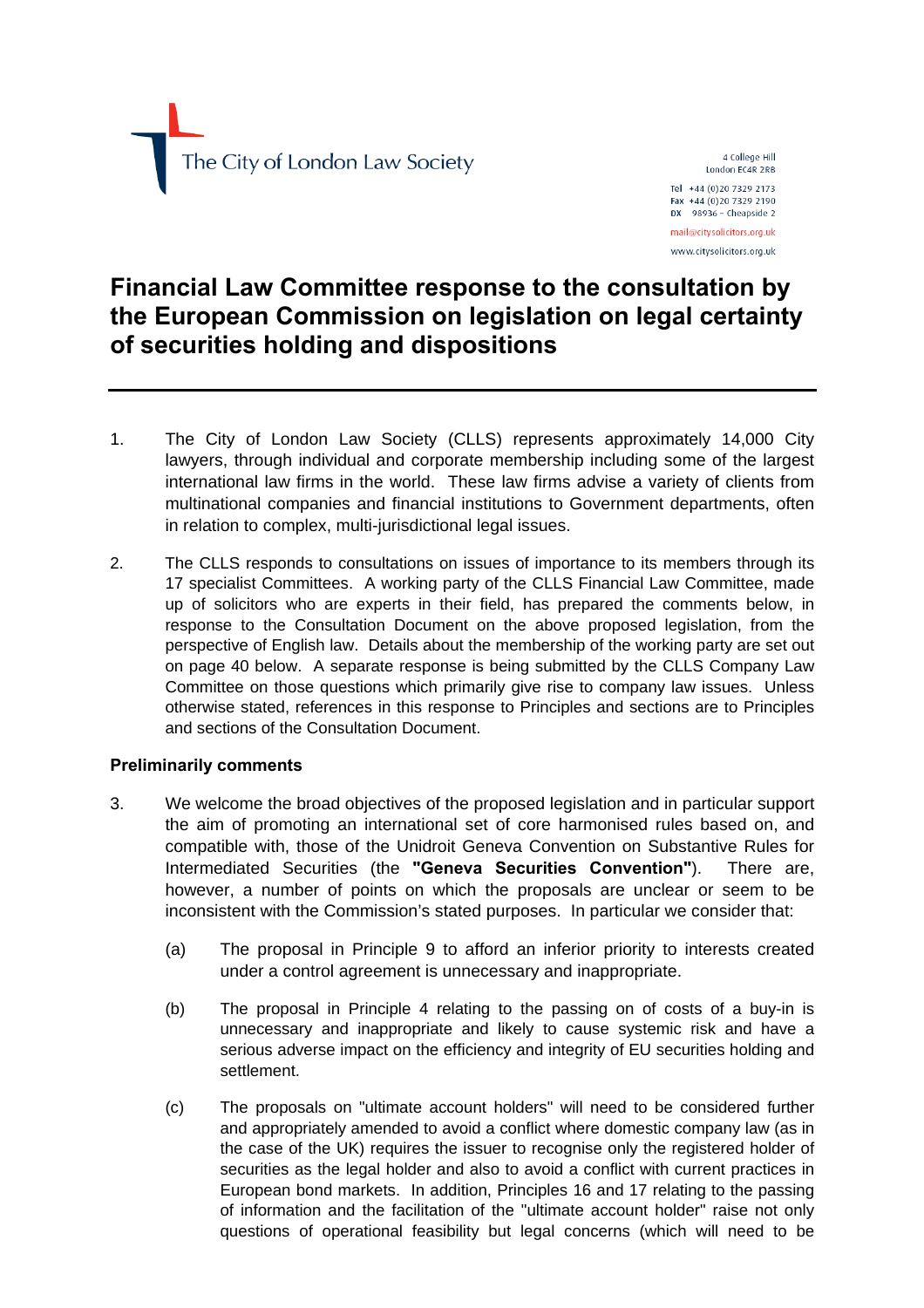The City of London Law Society

4 College Hill
London EC4R 2RB

Tel +44 (0)20 7329 2173
Fax +44 (0)20 7329 2190
DX 98936 – Cheapside 2

mail@citysolicitors.org.uk

www.citysolicitors.org.uk

# Financial Law Committee response to the consultation by the European Commission on legislation on legal certainty of securities holding and dispositions

1. The City of London Law Society (CLLS) represents approximately 14,000 City lawyers, through individual and corporate membership including some of the largest international law firms in the world. These law firms advise a variety of clients from multinational companies and financial institutions to Government departments, often in relation to complex, multi-jurisdictional legal issues.

2. The CLLS responds to consultations on issues of importance to its members through its 17 specialist Committees. A working party of the CLLS Financial Law Committee, made up of solicitors who are experts in their field, has prepared the comments below, in response to the Consultation Document on the above proposed legislation, from the perspective of English law. Details about the membership of the working party are set out on page 40 below. A separate response is being submitted by the CLLS Company Law Committee on those questions which primarily give rise to company law issues. Unless otherwise stated, references in this response to Principles and sections are to Principles and sections of the Consultation Document.

**Preliminarily comments**

3. We welcome the broad objectives of the proposed legislation and in particular support the aim of promoting an international set of core harmonised rules based on, and compatible with, those of the Unidroit Geneva Convention on Substantive Rules for Intermediated Securities (the **"Geneva Securities Convention"**). There are, however, a number of points on which the proposals are unclear or seem to be inconsistent with the Commission's stated purposes. In particular we consider that:

   (a) The proposal in Principle 9 to afford an inferior priority to interests created under a control agreement is unnecessary and inappropriate.

   (b) The proposal in Principle 4 relating to the passing on of costs of a buy-in is unnecessary and inappropriate and likely to cause systemic risk and have a serious adverse impact on the efficiency and integrity of EU securities holding and settlement.

   (c) The proposals on "ultimate account holders" will need to be considered further and appropriately amended to avoid a conflict where domestic company law (as in the case of the UK) requires the issuer to recognise only the registered holder of securities as the legal holder and also to avoid a conflict with current practices in European bond markets. In addition, Principles 16 and 17 relating to the passing of information and the facilitation of the "ultimate account holder" raise not only questions of operational feasibility but legal concerns (which will need to be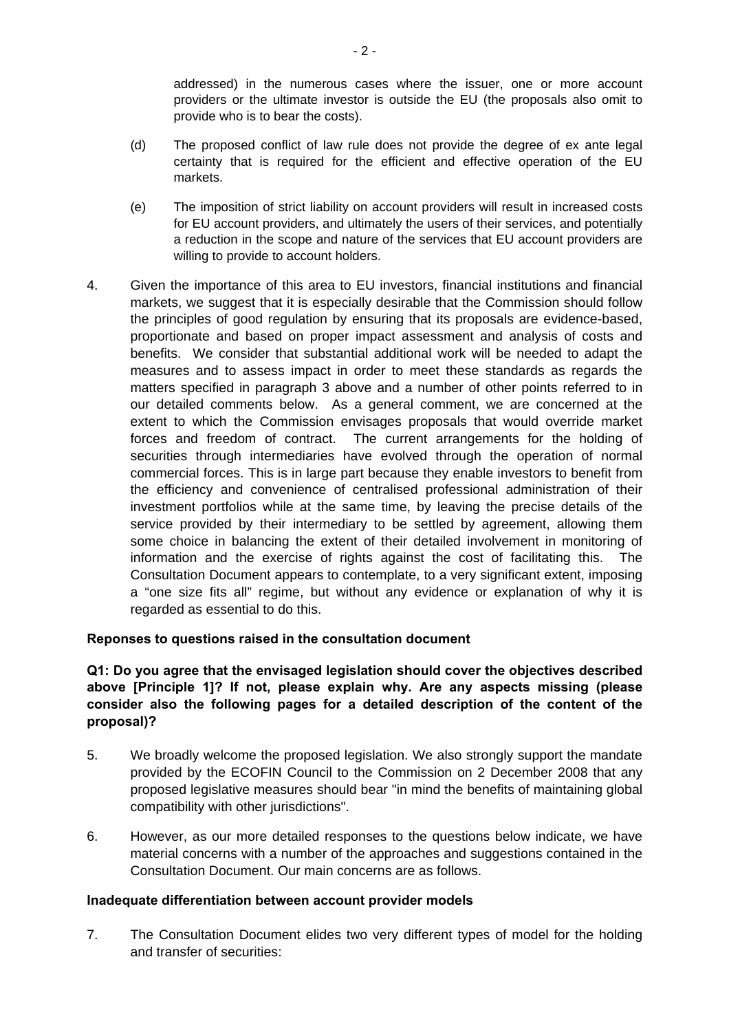addressed) in the numerous cases where the issuer, one or more account providers or the ultimate investor is outside the EU (the proposals also omit to provide who is to bear the costs).

(d) The proposed conflict of law rule does not provide the degree of ex ante legal certainty that is required for the efficient and effective operation of the EU markets.

(e) The imposition of strict liability on account providers will result in increased costs for EU account providers, and ultimately the users of their services, and potentially a reduction in the scope and nature of the services that EU account providers are willing to provide to account holders.

4. Given the importance of this area to EU investors, financial institutions and financial markets, we suggest that it is especially desirable that the Commission should follow the principles of good regulation by ensuring that its proposals are evidence-based, proportionate and based on proper impact assessment and analysis of costs and benefits. We consider that substantial additional work will be needed to adapt the measures and to assess impact in order to meet these standards as regards the matters specified in paragraph 3 above and a number of other points referred to in our detailed comments below. As a general comment, we are concerned at the extent to which the Commission envisages proposals that would override market forces and freedom of contract. The current arrangements for the holding of securities through intermediaries have evolved through the operation of normal commercial forces. This is in large part because they enable investors to benefit from the efficiency and convenience of centralised professional administration of their investment portfolios while at the same time, by leaving the precise details of the service provided by their intermediary to be settled by agreement, allowing them some choice in balancing the extent of their detailed involvement in monitoring of information and the exercise of rights against the cost of facilitating this. The Consultation Document appears to contemplate, to a very significant extent, imposing a "one size fits all" regime, but without any evidence or explanation of why it is regarded as essential to do this.

**Reponses to questions raised in the consultation document**

**Q1: Do you agree that the envisaged legislation should cover the objectives described above [Principle 1]? If not, please explain why. Are any aspects missing (please consider also the following pages for a detailed description of the content of the proposal)?**

5. We broadly welcome the proposed legislation. We also strongly support the mandate provided by the ECOFIN Council to the Commission on 2 December 2008 that any proposed legislative measures should bear "in mind the benefits of maintaining global compatibility with other jurisdictions".

6. However, as our more detailed responses to the questions below indicate, we have material concerns with a number of the approaches and suggestions contained in the Consultation Document. Our main concerns are as follows.

**Inadequate differentiation between account provider models**

7. The Consultation Document elides two very different types of model for the holding and transfer of securities: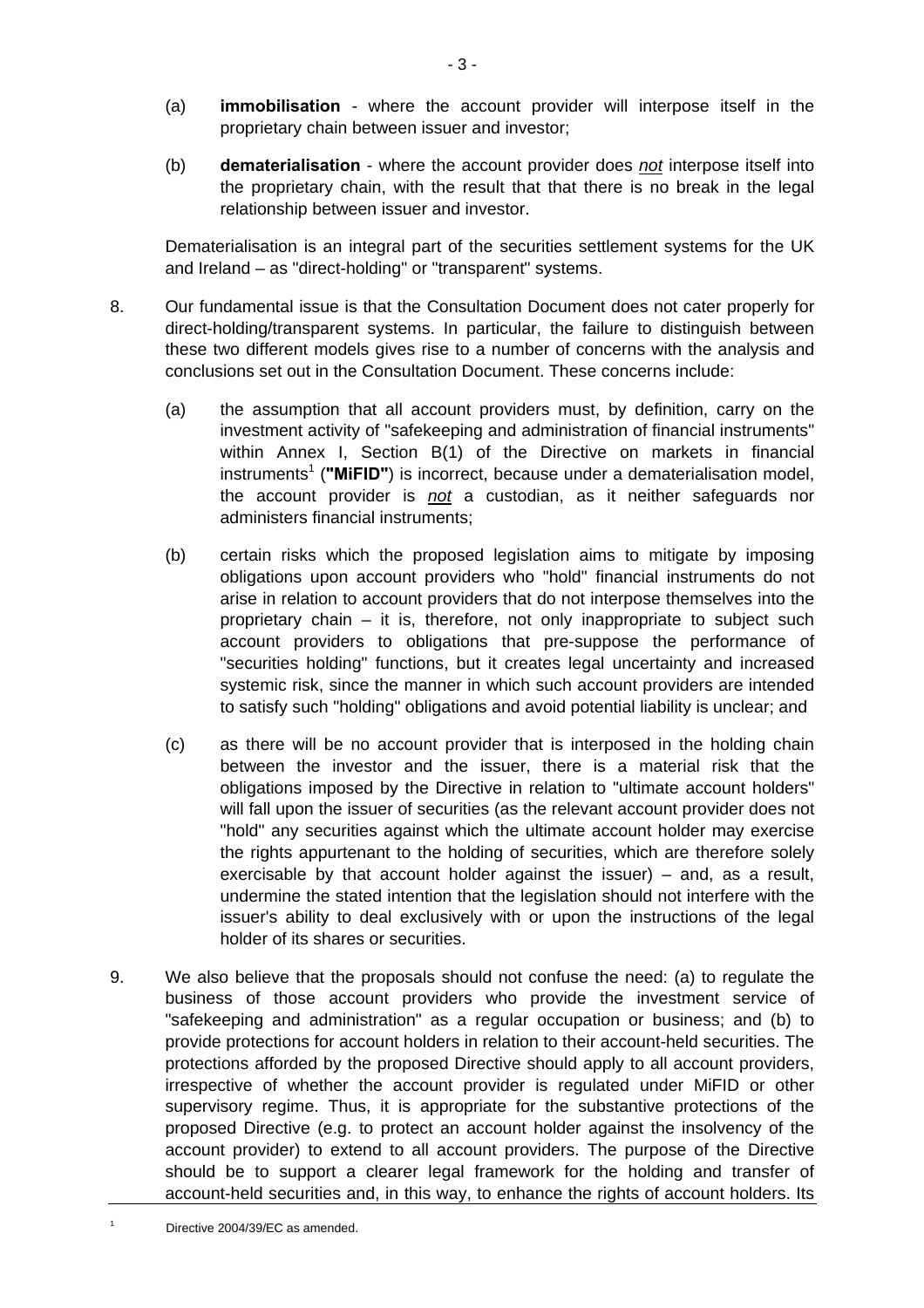(a) **immobilisation** - where the account provider will interpose itself in the proprietary chain between issuer and investor;

(b) **dematerialisation** - where the account provider does *not* interpose itself into the proprietary chain, with the result that that there is no break in the legal relationship between issuer and investor.

Dematerialisation is an integral part of the securities settlement systems for the UK and Ireland – as "direct-holding" or "transparent" systems.

8. Our fundamental issue is that the Consultation Document does not cater properly for direct-holding/transparent systems. In particular, the failure to distinguish between these two different models gives rise to a number of concerns with the analysis and conclusions set out in the Consultation Document. These concerns include:

   (a) the assumption that all account providers must, by definition, carry on the investment activity of "safekeeping and administration of financial instruments" within Annex I, Section B(1) of the Directive on markets in financial instruments[1] (**"MiFID"**) is incorrect, because under a dematerialisation model, the account provider is *not* a custodian, as it neither safeguards nor administers financial instruments;

   (b) certain risks which the proposed legislation aims to mitigate by imposing obligations upon account providers who "hold" financial instruments do not arise in relation to account providers that do not interpose themselves into the proprietary chain – it is, therefore, not only inappropriate to subject such account providers to obligations that pre-suppose the performance of "securities holding" functions, but it creates legal uncertainty and increased systemic risk, since the manner in which such account providers are intended to satisfy such "holding" obligations and avoid potential liability is unclear; and

   (c) as there will be no account provider that is interposed in the holding chain between the investor and the issuer, there is a material risk that the obligations imposed by the Directive in relation to "ultimate account holders" will fall upon the issuer of securities (as the relevant account provider does not "hold" any securities against which the ultimate account holder may exercise the rights appurtenant to the holding of securities, which are therefore solely exercisable by that account holder against the issuer) – and, as a result, undermine the stated intention that the legislation should not interfere with the issuer's ability to deal exclusively with or upon the instructions of the legal holder of its shares or securities.

9. We also believe that the proposals should not confuse the need: (a) to regulate the business of those account providers who provide the investment service of "safekeeping and administration" as a regular occupation or business; and (b) to provide protections for account holders in relation to their account-held securities. The protections afforded by the proposed Directive should apply to all account providers, irrespective of whether the account provider is regulated under MiFID or other supervisory regime. Thus, it is appropriate for the substantive protections of the proposed Directive (e.g. to protect an account holder against the insolvency of the account provider) to extend to all account providers. The purpose of the Directive should be to support a clearer legal framework for the holding and transfer of account-held securities and, in this way, to enhance the rights of account holders. Its

[1] Directive 2004/39/EC as amended.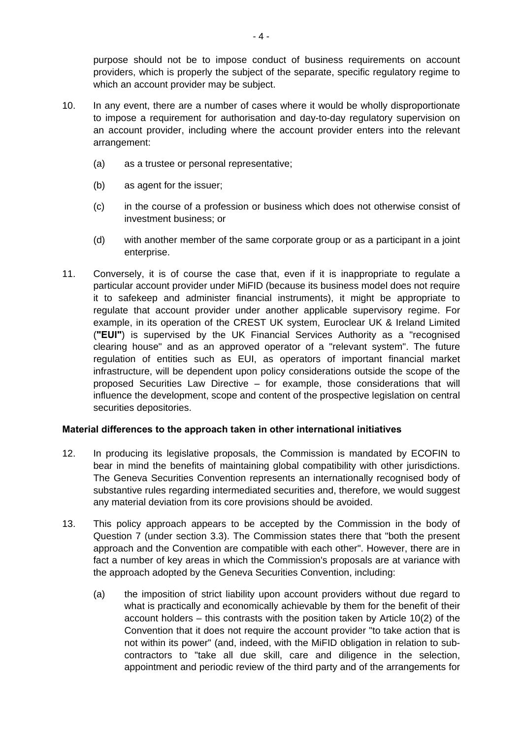purpose should not be to impose conduct of business requirements on account providers, which is properly the subject of the separate, specific regulatory regime to which an account provider may be subject.

10. In any event, there are a number of cases where it would be wholly disproportionate to impose a requirement for authorisation and day-to-day regulatory supervision on an account provider, including where the account provider enters into the relevant arrangement:

    (a) as a trustee or personal representative;

    (b) as agent for the issuer;

    (c) in the course of a profession or business which does not otherwise consist of investment business; or

    (d) with another member of the same corporate group or as a participant in a joint enterprise.

11. Conversely, it is of course the case that, even if it is inappropriate to regulate a particular account provider under MiFID (because its business model does not require it to safekeep and administer financial instruments), it might be appropriate to regulate that account provider under another applicable supervisory regime. For example, in its operation of the CREST UK system, Euroclear UK & Ireland Limited (**"EUI"**) is supervised by the UK Financial Services Authority as a "recognised clearing house" and as an approved operator of a "relevant system". The future regulation of entities such as EUI, as operators of important financial market infrastructure, will be dependent upon policy considerations outside the scope of the proposed Securities Law Directive – for example, those considerations that will influence the development, scope and content of the prospective legislation on central securities depositories.

**Material differences to the approach taken in other international initiatives**

12. In producing its legislative proposals, the Commission is mandated by ECOFIN to bear in mind the benefits of maintaining global compatibility with other jurisdictions. The Geneva Securities Convention represents an internationally recognised body of substantive rules regarding intermediated securities and, therefore, we would suggest any material deviation from its core provisions should be avoided.

13. This policy approach appears to be accepted by the Commission in the body of Question 7 (under section 3.3). The Commission states there that "both the present approach and the Convention are compatible with each other". However, there are in fact a number of key areas in which the Commission's proposals are at variance with the approach adopted by the Geneva Securities Convention, including:

    (a) the imposition of strict liability upon account providers without due regard to what is practically and economically achievable by them for the benefit of their account holders – this contrasts with the position taken by Article 10(2) of the Convention that it does not require the account provider "to take action that is not within its power" (and, indeed, with the MiFID obligation in relation to sub-contractors to "take all due skill, care and diligence in the selection, appointment and periodic review of the third party and of the arrangements for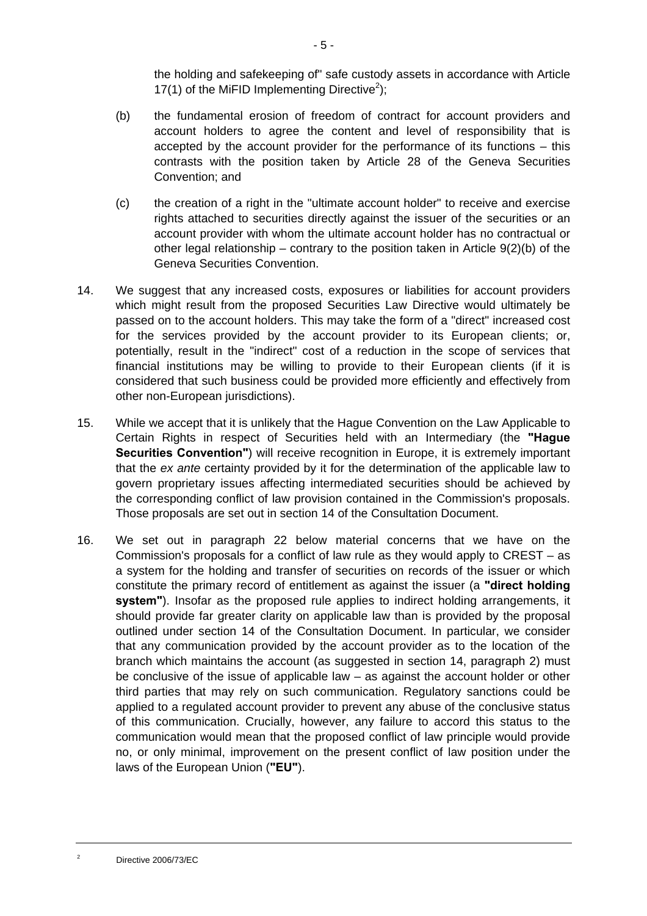the holding and safekeeping of" safe custody assets in accordance with Article 17(1) of the MiFID Implementing Directive[2]);

(b) the fundamental erosion of freedom of contract for account providers and account holders to agree the content and level of responsibility that is accepted by the account provider for the performance of its functions – this contrasts with the position taken by Article 28 of the Geneva Securities Convention; and

(c) the creation of a right in the "ultimate account holder" to receive and exercise rights attached to securities directly against the issuer of the securities or an account provider with whom the ultimate account holder has no contractual or other legal relationship – contrary to the position taken in Article 9(2)(b) of the Geneva Securities Convention.

14. We suggest that any increased costs, exposures or liabilities for account providers which might result from the proposed Securities Law Directive would ultimately be passed on to the account holders. This may take the form of a "direct" increased cost for the services provided by the account provider to its European clients; or, potentially, result in the "indirect" cost of a reduction in the scope of services that financial institutions may be willing to provide to their European clients (if it is considered that such business could be provided more efficiently and effectively from other non-European jurisdictions).

15. While we accept that it is unlikely that the Hague Convention on the Law Applicable to Certain Rights in respect of Securities held with an Intermediary (the **"Hague Securities Convention"**) will receive recognition in Europe, it is extremely important that the *ex ante* certainty provided by it for the determination of the applicable law to govern proprietary issues affecting intermediated securities should be achieved by the corresponding conflict of law provision contained in the Commission's proposals. Those proposals are set out in section 14 of the Consultation Document.

16. We set out in paragraph 22 below material concerns that we have on the Commission's proposals for a conflict of law rule as they would apply to CREST – as a system for the holding and transfer of securities on records of the issuer or which constitute the primary record of entitlement as against the issuer (a **"direct holding system"**). Insofar as the proposed rule applies to indirect holding arrangements, it should provide far greater clarity on applicable law than is provided by the proposal outlined under section 14 of the Consultation Document. In particular, we consider that any communication provided by the account provider as to the location of the branch which maintains the account (as suggested in section 14, paragraph 2) must be conclusive of the issue of applicable law – as against the account holder or other third parties that may rely on such communication. Regulatory sanctions could be applied to a regulated account provider to prevent any abuse of the conclusive status of this communication. Crucially, however, any failure to accord this status to the communication would mean that the proposed conflict of law principle would provide no, or only minimal, improvement on the present conflict of law position under the laws of the European Union (**"EU"**).

---

[2] Directive 2006/73/EC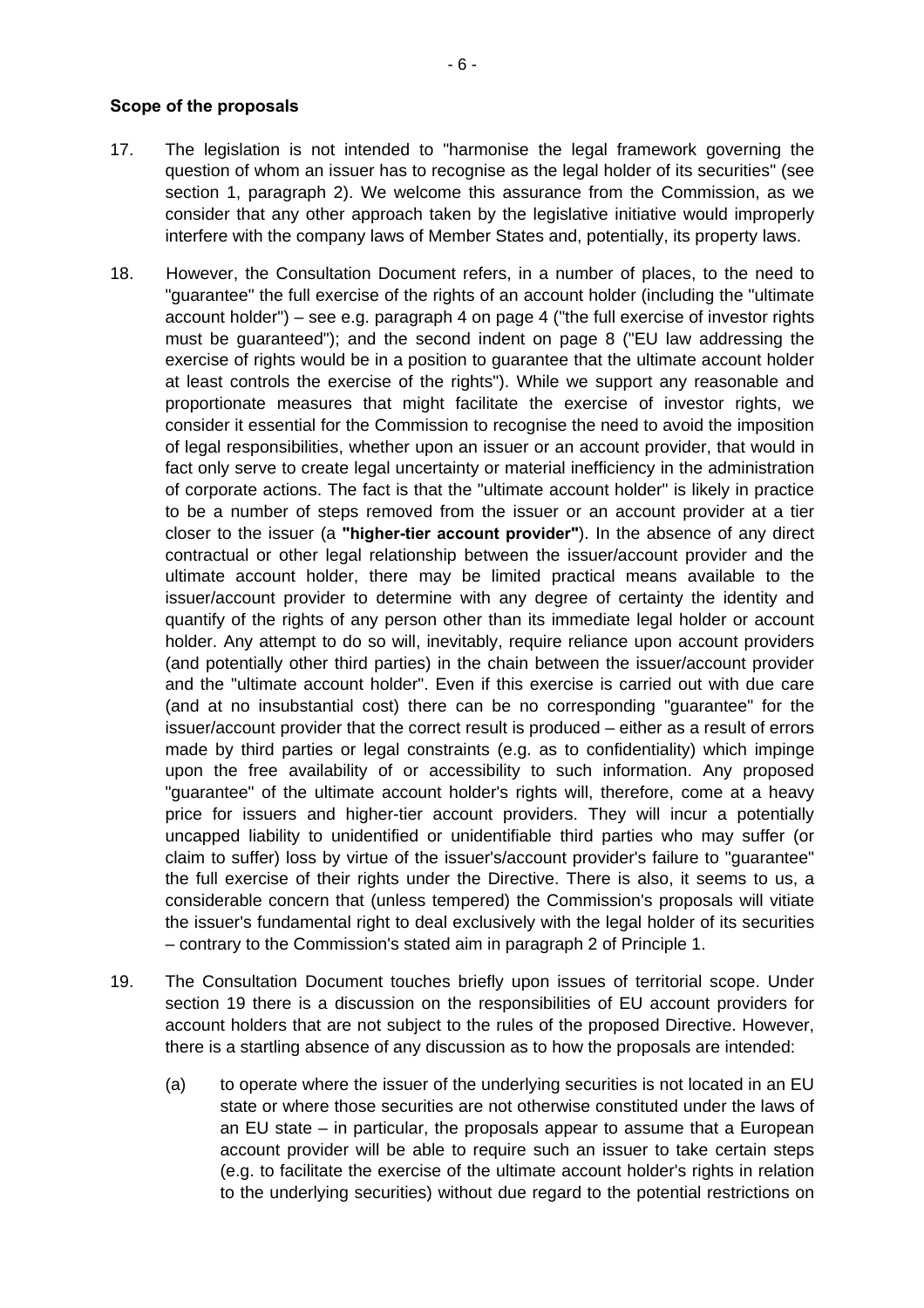**Scope of the proposals**

17. The legislation is not intended to "harmonise the legal framework governing the question of whom an issuer has to recognise as the legal holder of its securities" (see section 1, paragraph 2). We welcome this assurance from the Commission, as we consider that any other approach taken by the legislative initiative would improperly interfere with the company laws of Member States and, potentially, its property laws.

18. However, the Consultation Document refers, in a number of places, to the need to "guarantee" the full exercise of the rights of an account holder (including the "ultimate account holder") – see e.g. paragraph 4 on page 4 ("the full exercise of investor rights must be guaranteed"); and the second indent on page 8 ("EU law addressing the exercise of rights would be in a position to guarantee that the ultimate account holder at least controls the exercise of the rights"). While we support any reasonable and proportionate measures that might facilitate the exercise of investor rights, we consider it essential for the Commission to recognise the need to avoid the imposition of legal responsibilities, whether upon an issuer or an account provider, that would in fact only serve to create legal uncertainty or material inefficiency in the administration of corporate actions. The fact is that the "ultimate account holder" is likely in practice to be a number of steps removed from the issuer or an account provider at a tier closer to the issuer (a **"higher-tier account provider"**). In the absence of any direct contractual or other legal relationship between the issuer/account provider and the ultimate account holder, there may be limited practical means available to the issuer/account provider to determine with any degree of certainty the identity and quantify of the rights of any person other than its immediate legal holder or account holder. Any attempt to do so will, inevitably, require reliance upon account providers (and potentially other third parties) in the chain between the issuer/account provider and the "ultimate account holder". Even if this exercise is carried out with due care (and at no insubstantial cost) there can be no corresponding "guarantee" for the issuer/account provider that the correct result is produced – either as a result of errors made by third parties or legal constraints (e.g. as to confidentiality) which impinge upon the free availability of or accessibility to such information. Any proposed "guarantee" of the ultimate account holder's rights will, therefore, come at a heavy price for issuers and higher-tier account providers. They will incur a potentially uncapped liability to unidentified or unidentifiable third parties who may suffer (or claim to suffer) loss by virtue of the issuer's/account provider's failure to "guarantee" the full exercise of their rights under the Directive. There is also, it seems to us, a considerable concern that (unless tempered) the Commission's proposals will vitiate the issuer's fundamental right to deal exclusively with the legal holder of its securities – contrary to the Commission's stated aim in paragraph 2 of Principle 1.

19. The Consultation Document touches briefly upon issues of territorial scope. Under section 19 there is a discussion on the responsibilities of EU account providers for account holders that are not subject to the rules of the proposed Directive. However, there is a startling absence of any discussion as to how the proposals are intended:

    (a) to operate where the issuer of the underlying securities is not located in an EU state or where those securities are not otherwise constituted under the laws of an EU state – in particular, the proposals appear to assume that a European account provider will be able to require such an issuer to take certain steps (e.g. to facilitate the exercise of the ultimate account holder's rights in relation to the underlying securities) without due regard to the potential restrictions on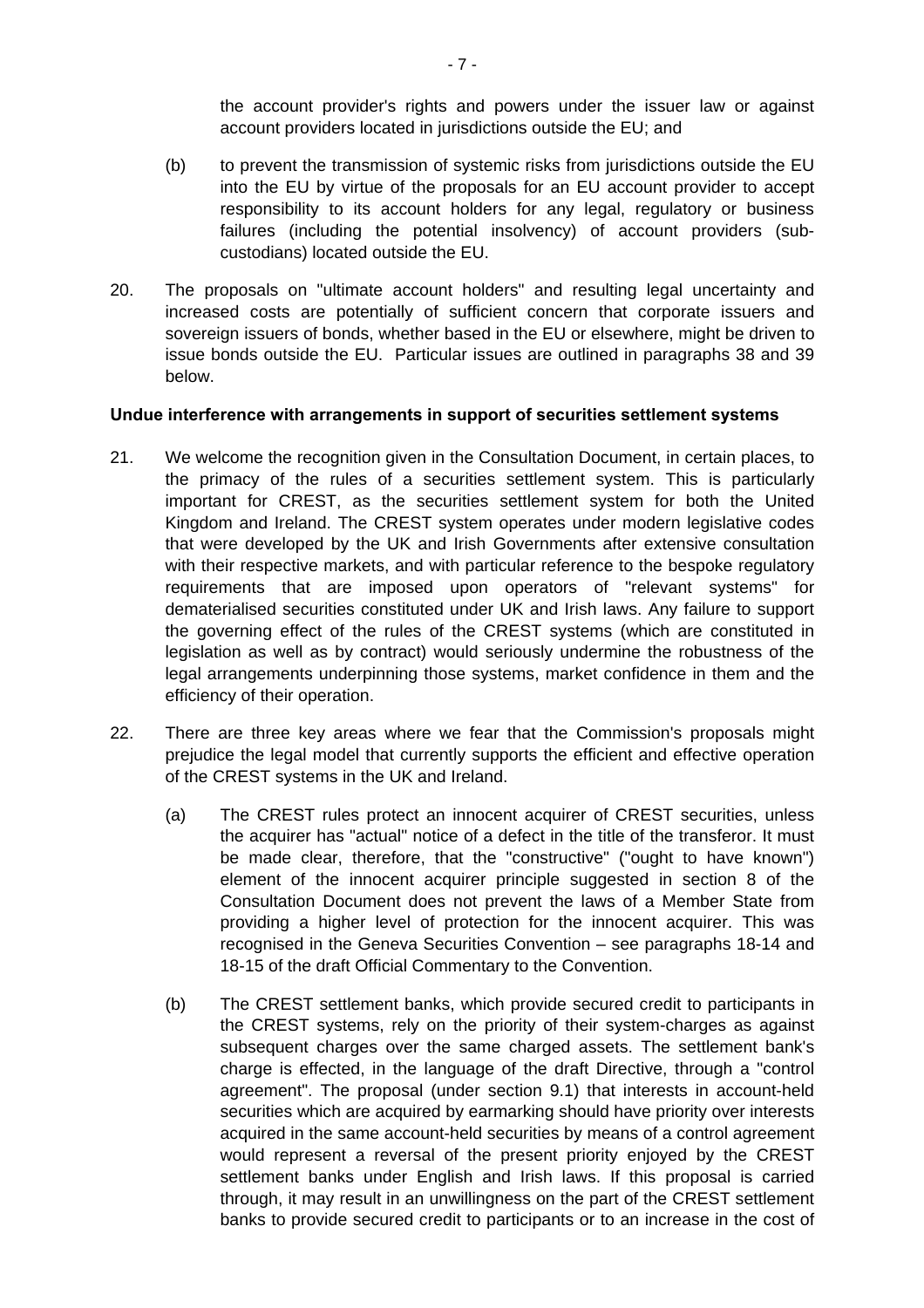the account provider's rights and powers under the issuer law or against account providers located in jurisdictions outside the EU; and

(b) to prevent the transmission of systemic risks from jurisdictions outside the EU into the EU by virtue of the proposals for an EU account provider to accept responsibility to its account holders for any legal, regulatory or business failures (including the potential insolvency) of account providers (sub-custodians) located outside the EU.

20. The proposals on "ultimate account holders" and resulting legal uncertainty and increased costs are potentially of sufficient concern that corporate issuers and sovereign issuers of bonds, whether based in the EU or elsewhere, might be driven to issue bonds outside the EU. Particular issues are outlined in paragraphs 38 and 39 below.

**Undue interference with arrangements in support of securities settlement systems**

21. We welcome the recognition given in the Consultation Document, in certain places, to the primacy of the rules of a securities settlement system. This is particularly important for CREST, as the securities settlement system for both the United Kingdom and Ireland. The CREST system operates under modern legislative codes that were developed by the UK and Irish Governments after extensive consultation with their respective markets, and with particular reference to the bespoke regulatory requirements that are imposed upon operators of "relevant systems" for dematerialised securities constituted under UK and Irish laws. Any failure to support the governing effect of the rules of the CREST systems (which are constituted in legislation as well as by contract) would seriously undermine the robustness of the legal arrangements underpinning those systems, market confidence in them and the efficiency of their operation.

22. There are three key areas where we fear that the Commission's proposals might prejudice the legal model that currently supports the efficient and effective operation of the CREST systems in the UK and Ireland.

    (a) The CREST rules protect an innocent acquirer of CREST securities, unless the acquirer has "actual" notice of a defect in the title of the transferor. It must be made clear, therefore, that the "constructive" ("ought to have known") element of the innocent acquirer principle suggested in section 8 of the Consultation Document does not prevent the laws of a Member State from providing a higher level of protection for the innocent acquirer. This was recognised in the Geneva Securities Convention – see paragraphs 18-14 and 18-15 of the draft Official Commentary to the Convention.

    (b) The CREST settlement banks, which provide secured credit to participants in the CREST systems, rely on the priority of their system-charges as against subsequent charges over the same charged assets. The settlement bank's charge is effected, in the language of the draft Directive, through a "control agreement". The proposal (under section 9.1) that interests in account-held securities which are acquired by earmarking should have priority over interests acquired in the same account-held securities by means of a control agreement would represent a reversal of the present priority enjoyed by the CREST settlement banks under English and Irish laws. If this proposal is carried through, it may result in an unwillingness on the part of the CREST settlement banks to provide secured credit to participants or to an increase in the cost of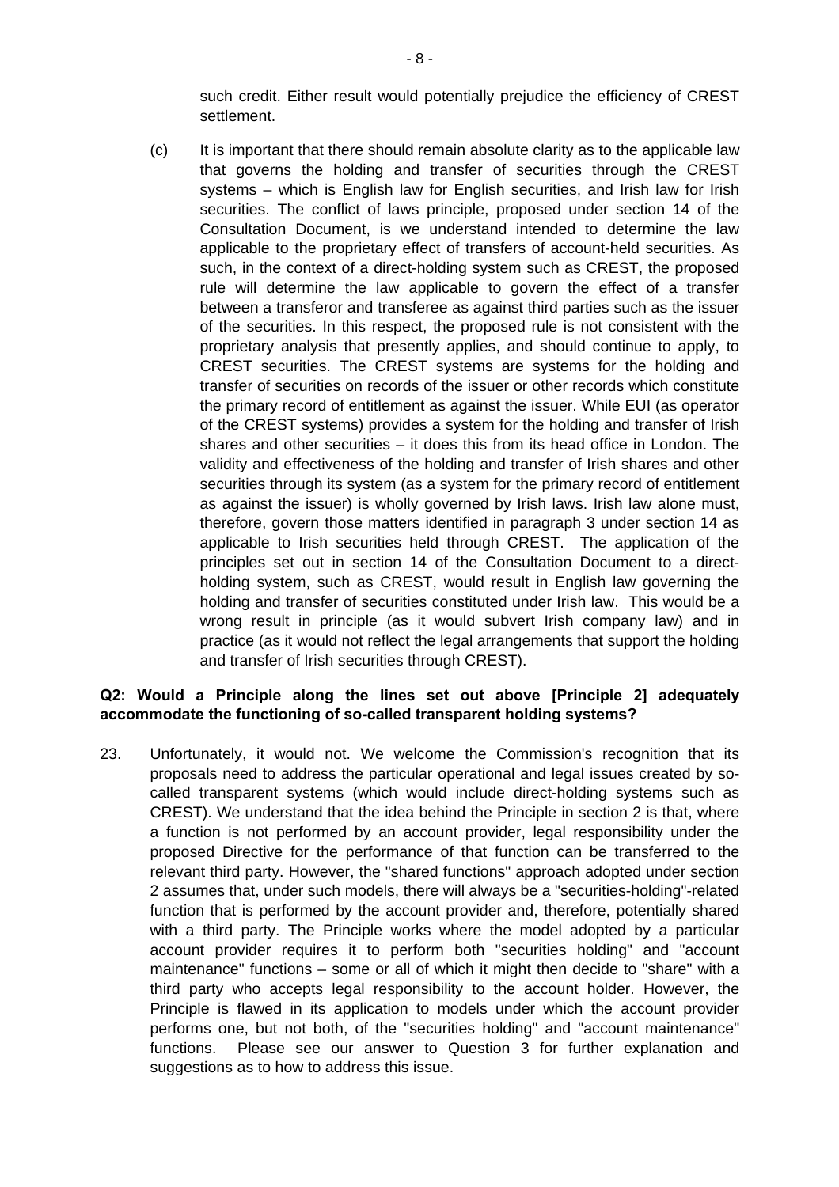such credit. Either result would potentially prejudice the efficiency of CREST settlement.

(c) It is important that there should remain absolute clarity as to the applicable law that governs the holding and transfer of securities through the CREST systems – which is English law for English securities, and Irish law for Irish securities. The conflict of laws principle, proposed under section 14 of the Consultation Document, is we understand intended to determine the law applicable to the proprietary effect of transfers of account-held securities. As such, in the context of a direct-holding system such as CREST, the proposed rule will determine the law applicable to govern the effect of a transfer between a transferor and transferee as against third parties such as the issuer of the securities. In this respect, the proposed rule is not consistent with the proprietary analysis that presently applies, and should continue to apply, to CREST securities. The CREST systems are systems for the holding and transfer of securities on records of the issuer or other records which constitute the primary record of entitlement as against the issuer. While EUI (as operator of the CREST systems) provides a system for the holding and transfer of Irish shares and other securities – it does this from its head office in London. The validity and effectiveness of the holding and transfer of Irish shares and other securities through its system (as a system for the primary record of entitlement as against the issuer) is wholly governed by Irish laws. Irish law alone must, therefore, govern those matters identified in paragraph 3 under section 14 as applicable to Irish securities held through CREST. The application of the principles set out in section 14 of the Consultation Document to a direct-holding system, such as CREST, would result in English law governing the holding and transfer of securities constituted under Irish law. This would be a wrong result in principle (as it would subvert Irish company law) and in practice (as it would not reflect the legal arrangements that support the holding and transfer of Irish securities through CREST).

**Q2: Would a Principle along the lines set out above [Principle 2] adequately accommodate the functioning of so-called transparent holding systems?**

23. Unfortunately, it would not. We welcome the Commission's recognition that its proposals need to address the particular operational and legal issues created by so-called transparent systems (which would include direct-holding systems such as CREST). We understand that the idea behind the Principle in section 2 is that, where a function is not performed by an account provider, legal responsibility under the proposed Directive for the performance of that function can be transferred to the relevant third party. However, the "shared functions" approach adopted under section 2 assumes that, under such models, there will always be a "securities-holding"-related function that is performed by the account provider and, therefore, potentially shared with a third party. The Principle works where the model adopted by a particular account provider requires it to perform both "securities holding" and "account maintenance" functions – some or all of which it might then decide to "share" with a third party who accepts legal responsibility to the account holder. However, the Principle is flawed in its application to models under which the account provider performs one, but not both, of the "securities holding" and "account maintenance" functions. Please see our answer to Question 3 for further explanation and suggestions as to how to address this issue.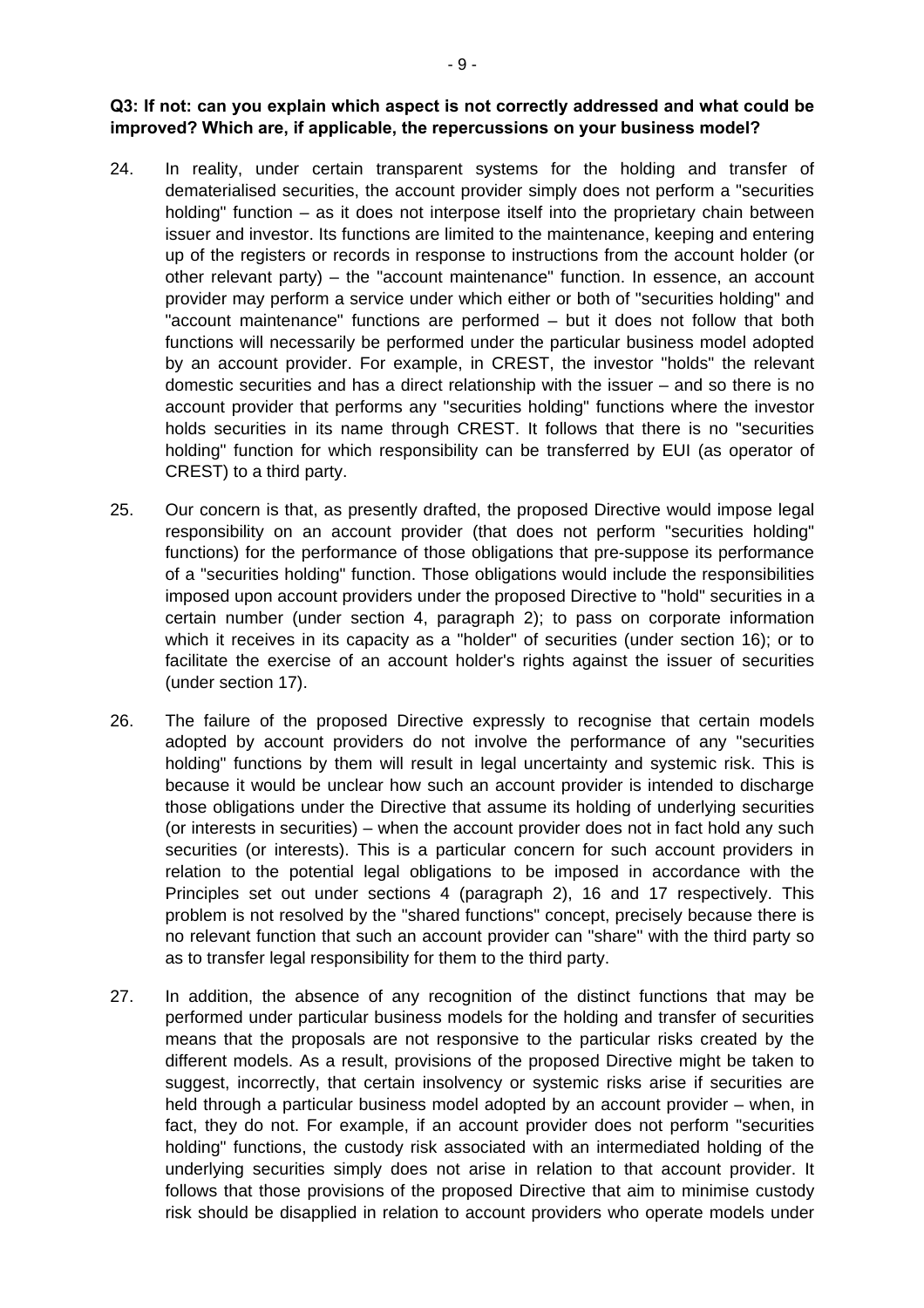**Q3: If not: can you explain which aspect is not correctly addressed and what could be improved? Which are, if applicable, the repercussions on your business model?**

24. In reality, under certain transparent systems for the holding and transfer of dematerialised securities, the account provider simply does not perform a "securities holding" function – as it does not interpose itself into the proprietary chain between issuer and investor. Its functions are limited to the maintenance, keeping and entering up of the registers or records in response to instructions from the account holder (or other relevant party) – the "account maintenance" function. In essence, an account provider may perform a service under which either or both of "securities holding" and "account maintenance" functions are performed – but it does not follow that both functions will necessarily be performed under the particular business model adopted by an account provider. For example, in CREST, the investor "holds" the relevant domestic securities and has a direct relationship with the issuer – and so there is no account provider that performs any "securities holding" functions where the investor holds securities in its name through CREST. It follows that there is no "securities holding" function for which responsibility can be transferred by EUI (as operator of CREST) to a third party.

25. Our concern is that, as presently drafted, the proposed Directive would impose legal responsibility on an account provider (that does not perform "securities holding" functions) for the performance of those obligations that pre-suppose its performance of a "securities holding" function. Those obligations would include the responsibilities imposed upon account providers under the proposed Directive to "hold" securities in a certain number (under section 4, paragraph 2); to pass on corporate information which it receives in its capacity as a "holder" of securities (under section 16); or to facilitate the exercise of an account holder's rights against the issuer of securities (under section 17).

26. The failure of the proposed Directive expressly to recognise that certain models adopted by account providers do not involve the performance of any "securities holding" functions by them will result in legal uncertainty and systemic risk. This is because it would be unclear how such an account provider is intended to discharge those obligations under the Directive that assume its holding of underlying securities (or interests in securities) – when the account provider does not in fact hold any such securities (or interests). This is a particular concern for such account providers in relation to the potential legal obligations to be imposed in accordance with the Principles set out under sections 4 (paragraph 2), 16 and 17 respectively. This problem is not resolved by the "shared functions" concept, precisely because there is no relevant function that such an account provider can "share" with the third party so as to transfer legal responsibility for them to the third party.

27. In addition, the absence of any recognition of the distinct functions that may be performed under particular business models for the holding and transfer of securities means that the proposals are not responsive to the particular risks created by the different models. As a result, provisions of the proposed Directive might be taken to suggest, incorrectly, that certain insolvency or systemic risks arise if securities are held through a particular business model adopted by an account provider – when, in fact, they do not. For example, if an account provider does not perform "securities holding" functions, the custody risk associated with an intermediated holding of the underlying securities simply does not arise in relation to that account provider. It follows that those provisions of the proposed Directive that aim to minimise custody risk should be disapplied in relation to account providers who operate models under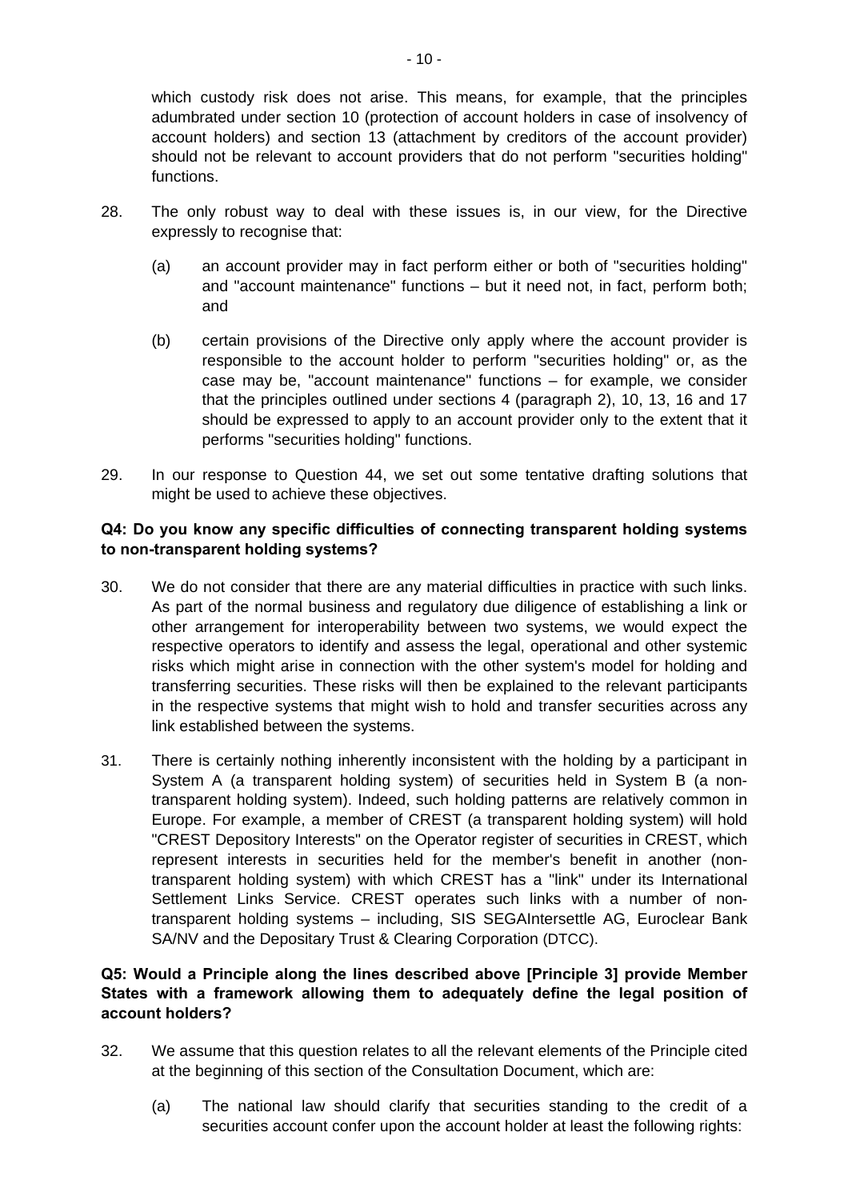which custody risk does not arise. This means, for example, that the principles adumbrated under section 10 (protection of account holders in case of insolvency of account holders) and section 13 (attachment by creditors of the account provider) should not be relevant to account providers that do not perform "securities holding" functions.

28. The only robust way to deal with these issues is, in our view, for the Directive expressly to recognise that:

    (a) an account provider may in fact perform either or both of "securities holding" and "account maintenance" functions – but it need not, in fact, perform both; and

    (b) certain provisions of the Directive only apply where the account provider is responsible to the account holder to perform "securities holding" or, as the case may be, "account maintenance" functions – for example, we consider that the principles outlined under sections 4 (paragraph 2), 10, 13, 16 and 17 should be expressed to apply to an account provider only to the extent that it performs "securities holding" functions.

29. In our response to Question 44, we set out some tentative drafting solutions that might be used to achieve these objectives.

**Q4: Do you know any specific difficulties of connecting transparent holding systems to non-transparent holding systems?**

30. We do not consider that there are any material difficulties in practice with such links. As part of the normal business and regulatory due diligence of establishing a link or other arrangement for interoperability between two systems, we would expect the respective operators to identify and assess the legal, operational and other systemic risks which might arise in connection with the other system's model for holding and transferring securities. These risks will then be explained to the relevant participants in the respective systems that might wish to hold and transfer securities across any link established between the systems.

31. There is certainly nothing inherently inconsistent with the holding by a participant in System A (a transparent holding system) of securities held in System B (a non-transparent holding system). Indeed, such holding patterns are relatively common in Europe. For example, a member of CREST (a transparent holding system) will hold "CREST Depository Interests" on the Operator register of securities in CREST, which represent interests in securities held for the member's benefit in another (non-transparent holding system) with which CREST has a "link" under its International Settlement Links Service. CREST operates such links with a number of non-transparent holding systems – including, SIS SEGAIntersettle AG, Euroclear Bank SA/NV and the Depositary Trust & Clearing Corporation (DTCC).

**Q5: Would a Principle along the lines described above [Principle 3] provide Member States with a framework allowing them to adequately define the legal position of account holders?**

32. We assume that this question relates to all the relevant elements of the Principle cited at the beginning of this section of the Consultation Document, which are:

    (a) The national law should clarify that securities standing to the credit of a securities account confer upon the account holder at least the following rights: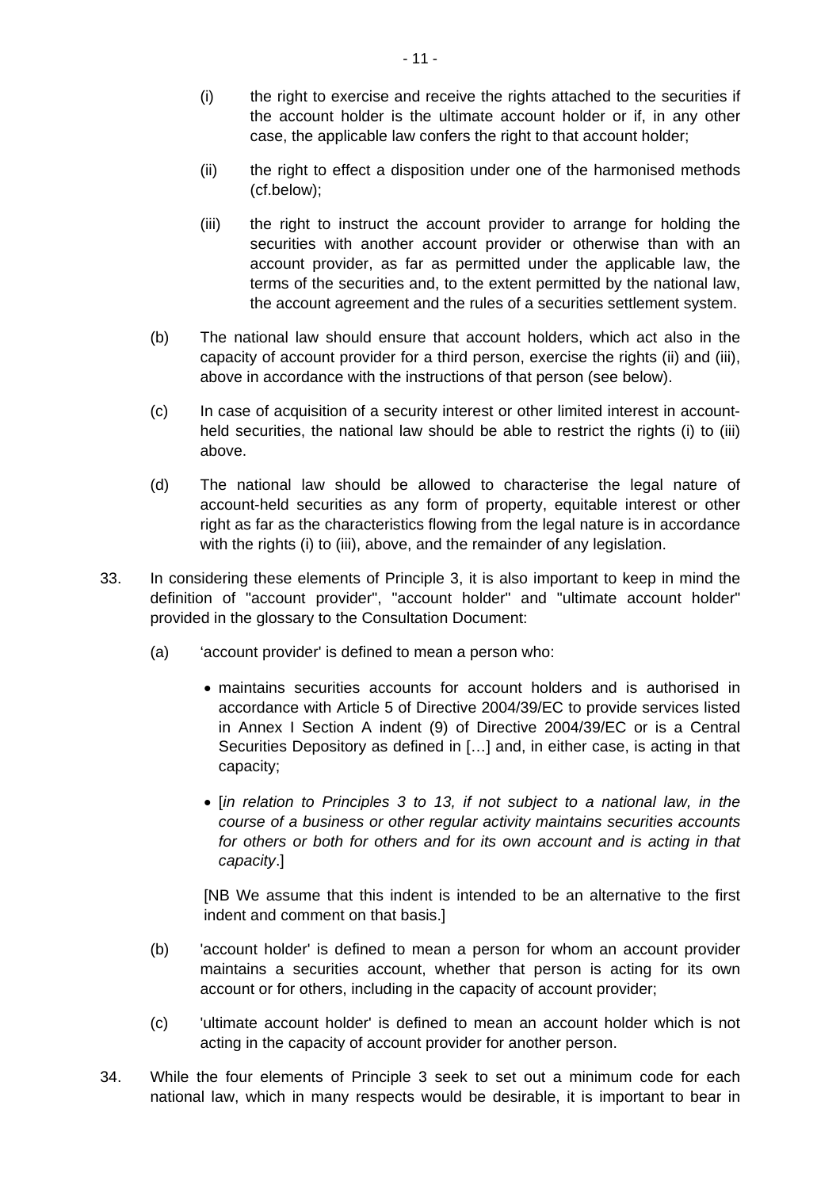(i) the right to exercise and receive the rights attached to the securities if the account holder is the ultimate account holder or if, in any other case, the applicable law confers the right to that account holder;

(ii) the right to effect a disposition under one of the harmonised methods (cf.below);

(iii) the right to instruct the account provider to arrange for holding the securities with another account provider or otherwise than with an account provider, as far as permitted under the applicable law, the terms of the securities and, to the extent permitted by the national law, the account agreement and the rules of a securities settlement system.

(b) The national law should ensure that account holders, which act also in the capacity of account provider for a third person, exercise the rights (ii) and (iii), above in accordance with the instructions of that person (see below).

(c) In case of acquisition of a security interest or other limited interest in account-held securities, the national law should be able to restrict the rights (i) to (iii) above.

(d) The national law should be allowed to characterise the legal nature of account-held securities as any form of property, equitable interest or other right as far as the characteristics flowing from the legal nature is in accordance with the rights (i) to (iii), above, and the remainder of any legislation.

33. In considering these elements of Principle 3, it is also important to keep in mind the definition of "account provider", "account holder" and "ultimate account holder" provided in the glossary to the Consultation Document:

(a) 'account provider' is defined to mean a person who:

- maintains securities accounts for account holders and is authorised in accordance with Article 5 of Directive 2004/39/EC to provide services listed in Annex I Section A indent (9) of Directive 2004/39/EC or is a Central Securities Depository as defined in […] and, in either case, is acting in that capacity;

- [*in relation to Principles 3 to 13, if not subject to a national law, in the course of a business or other regular activity maintains securities accounts for others or both for others and for its own account and is acting in that capacity*.]

[NB We assume that this indent is intended to be an alternative to the first indent and comment on that basis.]

(b) 'account holder' is defined to mean a person for whom an account provider maintains a securities account, whether that person is acting for its own account or for others, including in the capacity of account provider;

(c) 'ultimate account holder' is defined to mean an account holder which is not acting in the capacity of account provider for another person.

34. While the four elements of Principle 3 seek to set out a minimum code for each national law, which in many respects would be desirable, it is important to bear in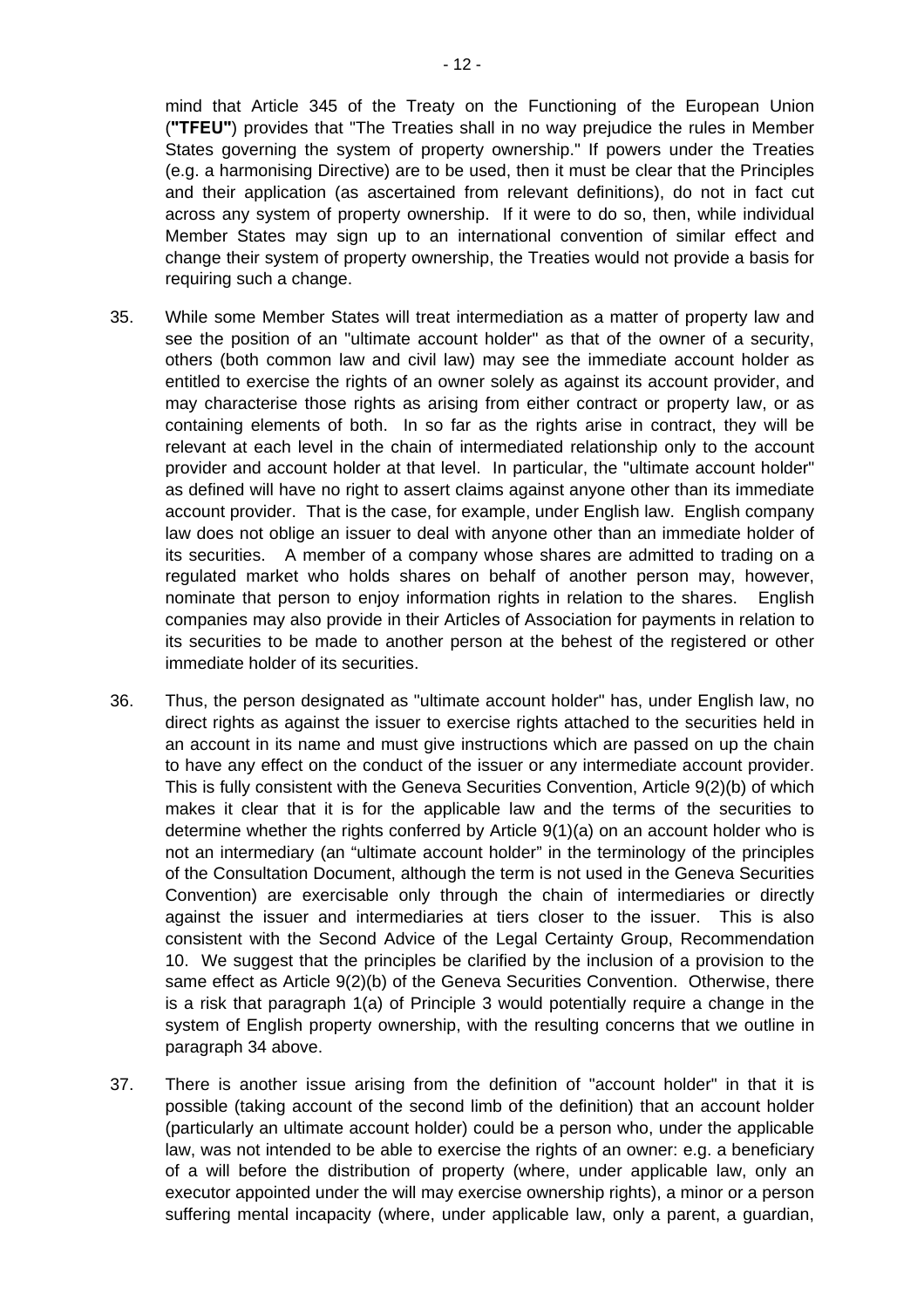mind that Article 345 of the Treaty on the Functioning of the European Union (**"TFEU"**) provides that "The Treaties shall in no way prejudice the rules in Member States governing the system of property ownership." If powers under the Treaties (e.g. a harmonising Directive) are to be used, then it must be clear that the Principles and their application (as ascertained from relevant definitions), do not in fact cut across any system of property ownership. If it were to do so, then, while individual Member States may sign up to an international convention of similar effect and change their system of property ownership, the Treaties would not provide a basis for requiring such a change.

35. While some Member States will treat intermediation as a matter of property law and see the position of an "ultimate account holder" as that of the owner of a security, others (both common law and civil law) may see the immediate account holder as entitled to exercise the rights of an owner solely as against its account provider, and may characterise those rights as arising from either contract or property law, or as containing elements of both. In so far as the rights arise in contract, they will be relevant at each level in the chain of intermediated relationship only to the account provider and account holder at that level. In particular, the "ultimate account holder" as defined will have no right to assert claims against anyone other than its immediate account provider. That is the case, for example, under English law. English company law does not oblige an issuer to deal with anyone other than an immediate holder of its securities. A member of a company whose shares are admitted to trading on a regulated market who holds shares on behalf of another person may, however, nominate that person to enjoy information rights in relation to the shares. English companies may also provide in their Articles of Association for payments in relation to its securities to be made to another person at the behest of the registered or other immediate holder of its securities.

36. Thus, the person designated as "ultimate account holder" has, under English law, no direct rights as against the issuer to exercise rights attached to the securities held in an account in its name and must give instructions which are passed on up the chain to have any effect on the conduct of the issuer or any intermediate account provider. This is fully consistent with the Geneva Securities Convention, Article 9(2)(b) of which makes it clear that it is for the applicable law and the terms of the securities to determine whether the rights conferred by Article 9(1)(a) on an account holder who is not an intermediary (an "ultimate account holder" in the terminology of the principles of the Consultation Document, although the term is not used in the Geneva Securities Convention) are exercisable only through the chain of intermediaries or directly against the issuer and intermediaries at tiers closer to the issuer. This is also consistent with the Second Advice of the Legal Certainty Group, Recommendation 10. We suggest that the principles be clarified by the inclusion of a provision to the same effect as Article 9(2)(b) of the Geneva Securities Convention. Otherwise, there is a risk that paragraph 1(a) of Principle 3 would potentially require a change in the system of English property ownership, with the resulting concerns that we outline in paragraph 34 above.

37. There is another issue arising from the definition of "account holder" in that it is possible (taking account of the second limb of the definition) that an account holder (particularly an ultimate account holder) could be a person who, under the applicable law, was not intended to be able to exercise the rights of an owner: e.g. a beneficiary of a will before the distribution of property (where, under applicable law, only an executor appointed under the will may exercise ownership rights), a minor or a person suffering mental incapacity (where, under applicable law, only a parent, a guardian,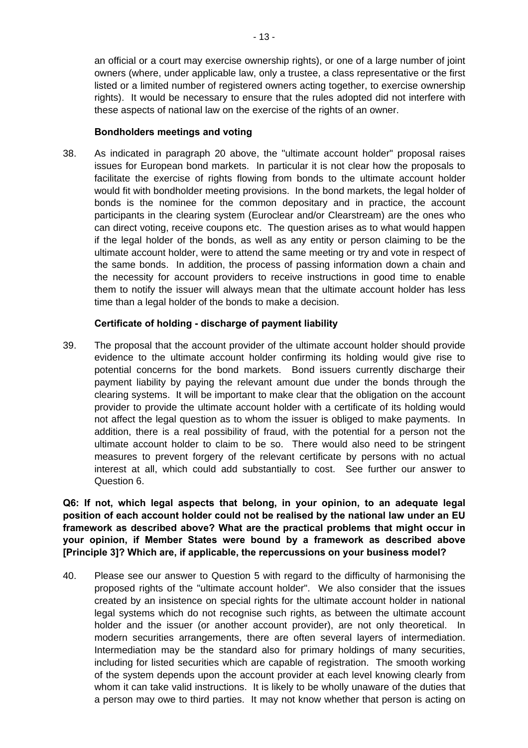an official or a court may exercise ownership rights), or one of a large number of joint owners (where, under applicable law, only a trustee, a class representative or the first listed or a limited number of registered owners acting together, to exercise ownership rights). It would be necessary to ensure that the rules adopted did not interfere with these aspects of national law on the exercise of the rights of an owner.

**Bondholders meetings and voting**

38. As indicated in paragraph 20 above, the "ultimate account holder" proposal raises issues for European bond markets. In particular it is not clear how the proposals to facilitate the exercise of rights flowing from bonds to the ultimate account holder would fit with bondholder meeting provisions. In the bond markets, the legal holder of bonds is the nominee for the common depositary and in practice, the account participants in the clearing system (Euroclear and/or Clearstream) are the ones who can direct voting, receive coupons etc. The question arises as to what would happen if the legal holder of the bonds, as well as any entity or person claiming to be the ultimate account holder, were to attend the same meeting or try and vote in respect of the same bonds. In addition, the process of passing information down a chain and the necessity for account providers to receive instructions in good time to enable them to notify the issuer will always mean that the ultimate account holder has less time than a legal holder of the bonds to make a decision.

**Certificate of holding - discharge of payment liability**

39. The proposal that the account provider of the ultimate account holder should provide evidence to the ultimate account holder confirming its holding would give rise to potential concerns for the bond markets. Bond issuers currently discharge their payment liability by paying the relevant amount due under the bonds through the clearing systems. It will be important to make clear that the obligation on the account provider to provide the ultimate account holder with a certificate of its holding would not affect the legal question as to whom the issuer is obliged to make payments. In addition, there is a real possibility of fraud, with the potential for a person not the ultimate account holder to claim to be so. There would also need to be stringent measures to prevent forgery of the relevant certificate by persons with no actual interest at all, which could add substantially to cost. See further our answer to Question 6.

**Q6: If not, which legal aspects that belong, in your opinion, to an adequate legal position of each account holder could not be realised by the national law under an EU framework as described above? What are the practical problems that might occur in your opinion, if Member States were bound by a framework as described above [Principle 3]? Which are, if applicable, the repercussions on your business model?**

40. Please see our answer to Question 5 with regard to the difficulty of harmonising the proposed rights of the "ultimate account holder". We also consider that the issues created by an insistence on special rights for the ultimate account holder in national legal systems which do not recognise such rights, as between the ultimate account holder and the issuer (or another account provider), are not only theoretical. In modern securities arrangements, there are often several layers of intermediation. Intermediation may be the standard also for primary holdings of many securities, including for listed securities which are capable of registration. The smooth working of the system depends upon the account provider at each level knowing clearly from whom it can take valid instructions. It is likely to be wholly unaware of the duties that a person may owe to third parties. It may not know whether that person is acting on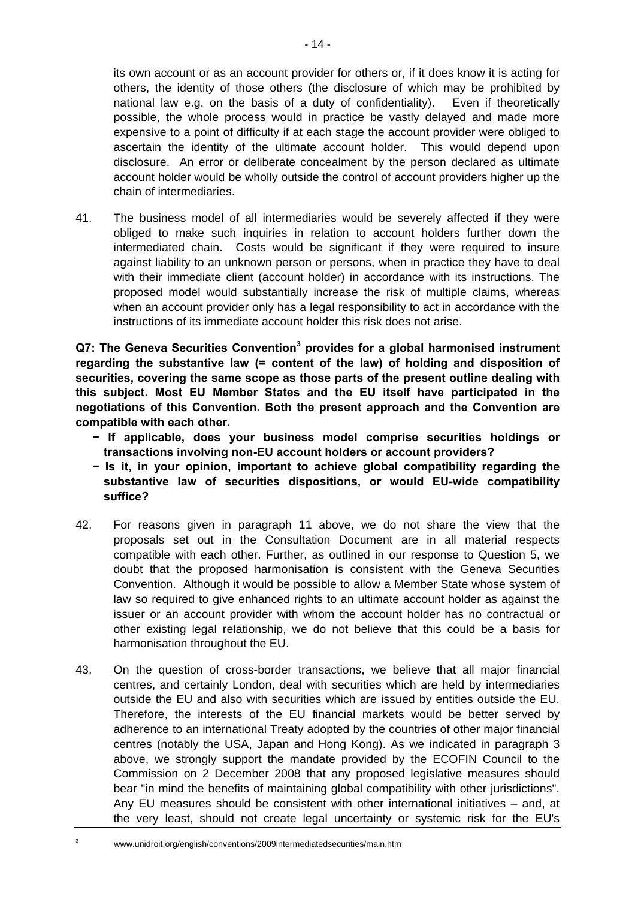its own account or as an account provider for others or, if it does know it is acting for others, the identity of those others (the disclosure of which may be prohibited by national law e.g. on the basis of a duty of confidentiality). Even if theoretically possible, the whole process would in practice be vastly delayed and made more expensive to a point of difficulty if at each stage the account provider were obliged to ascertain the identity of the ultimate account holder. This would depend upon disclosure. An error or deliberate concealment by the person declared as ultimate account holder would be wholly outside the control of account providers higher up the chain of intermediaries.

41. The business model of all intermediaries would be severely affected if they were obliged to make such inquiries in relation to account holders further down the intermediated chain. Costs would be significant if they were required to insure against liability to an unknown person or persons, when in practice they have to deal with their immediate client (account holder) in accordance with its instructions. The proposed model would substantially increase the risk of multiple claims, whereas when an account provider only has a legal responsibility to act in accordance with the instructions of its immediate account holder this risk does not arise.

**Q7: The Geneva Securities Convention[3] provides for a global harmonised instrument regarding the substantive law (= content of the law) of holding and disposition of securities, covering the same scope as those parts of the present outline dealing with this subject. Most EU Member States and the EU itself have participated in the negotiations of this Convention. Both the present approach and the Convention are compatible with each other.**

- **If applicable, does your business model comprise securities holdings or transactions involving non-EU account holders or account providers?**
- **Is it, in your opinion, important to achieve global compatibility regarding the substantive law of securities dispositions, or would EU-wide compatibility suffice?**

42. For reasons given in paragraph 11 above, we do not share the view that the proposals set out in the Consultation Document are in all material respects compatible with each other. Further, as outlined in our response to Question 5, we doubt that the proposed harmonisation is consistent with the Geneva Securities Convention. Although it would be possible to allow a Member State whose system of law so required to give enhanced rights to an ultimate account holder as against the issuer or an account provider with whom the account holder has no contractual or other existing legal relationship, we do not believe that this could be a basis for harmonisation throughout the EU.

43. On the question of cross-border transactions, we believe that all major financial centres, and certainly London, deal with securities which are held by intermediaries outside the EU and also with securities which are issued by entities outside the EU. Therefore, the interests of the EU financial markets would be better served by adherence to an international Treaty adopted by the countries of other major financial centres (notably the USA, Japan and Hong Kong). As we indicated in paragraph 3 above, we strongly support the mandate provided by the ECOFIN Council to the Commission on 2 December 2008 that any proposed legislative measures should bear "in mind the benefits of maintaining global compatibility with other jurisdictions". Any EU measures should be consistent with other international initiatives – and, at the very least, should not create legal uncertainty or systemic risk for the EU's

[3] www.unidroit.org/english/conventions/2009intermediatedsecurities/main.htm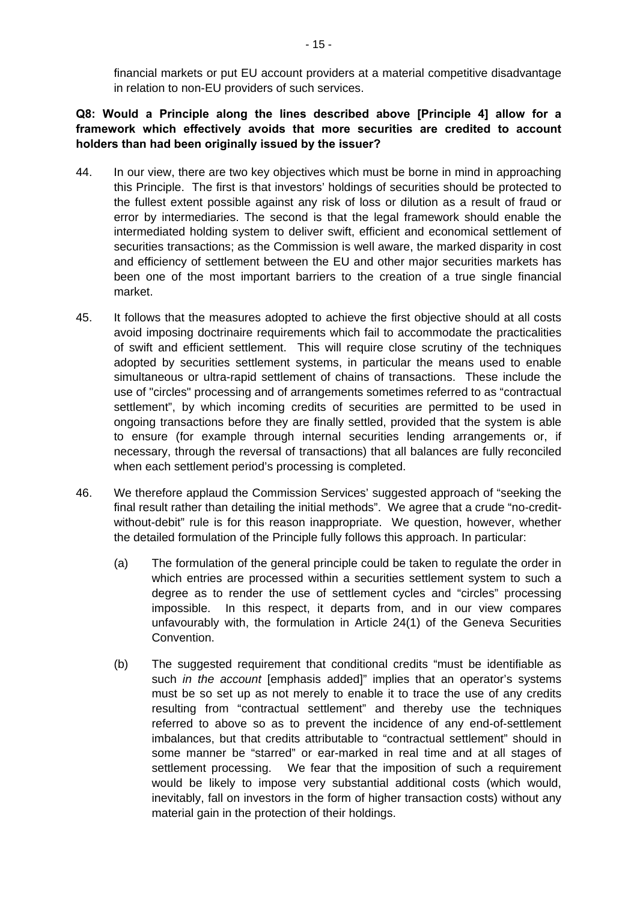financial markets or put EU account providers at a material competitive disadvantage in relation to non-EU providers of such services.

**Q8: Would a Principle along the lines described above [Principle 4] allow for a framework which effectively avoids that more securities are credited to account holders than had been originally issued by the issuer?**

44. In our view, there are two key objectives which must be borne in mind in approaching this Principle. The first is that investors' holdings of securities should be protected to the fullest extent possible against any risk of loss or dilution as a result of fraud or error by intermediaries. The second is that the legal framework should enable the intermediated holding system to deliver swift, efficient and economical settlement of securities transactions; as the Commission is well aware, the marked disparity in cost and efficiency of settlement between the EU and other major securities markets has been one of the most important barriers to the creation of a true single financial market.

45. It follows that the measures adopted to achieve the first objective should at all costs avoid imposing doctrinaire requirements which fail to accommodate the practicalities of swift and efficient settlement. This will require close scrutiny of the techniques adopted by securities settlement systems, in particular the means used to enable simultaneous or ultra-rapid settlement of chains of transactions. These include the use of "circles" processing and of arrangements sometimes referred to as "contractual settlement", by which incoming credits of securities are permitted to be used in ongoing transactions before they are finally settled, provided that the system is able to ensure (for example through internal securities lending arrangements or, if necessary, through the reversal of transactions) that all balances are fully reconciled when each settlement period's processing is completed.

46. We therefore applaud the Commission Services' suggested approach of "seeking the final result rather than detailing the initial methods". We agree that a crude "no-credit-without-debit" rule is for this reason inappropriate. We question, however, whether the detailed formulation of the Principle fully follows this approach. In particular:

    (a) The formulation of the general principle could be taken to regulate the order in which entries are processed within a securities settlement system to such a degree as to render the use of settlement cycles and "circles" processing impossible. In this respect, it departs from, and in our view compares unfavourably with, the formulation in Article 24(1) of the Geneva Securities Convention.

    (b) The suggested requirement that conditional credits "must be identifiable as such *in the account* [emphasis added]" implies that an operator's systems must be so set up as not merely to enable it to trace the use of any credits resulting from "contractual settlement" and thereby use the techniques referred to above so as to prevent the incidence of any end-of-settlement imbalances, but that credits attributable to "contractual settlement" should in some manner be "starred" or ear-marked in real time and at all stages of settlement processing. We fear that the imposition of such a requirement would be likely to impose very substantial additional costs (which would, inevitably, fall on investors in the form of higher transaction costs) without any material gain in the protection of their holdings.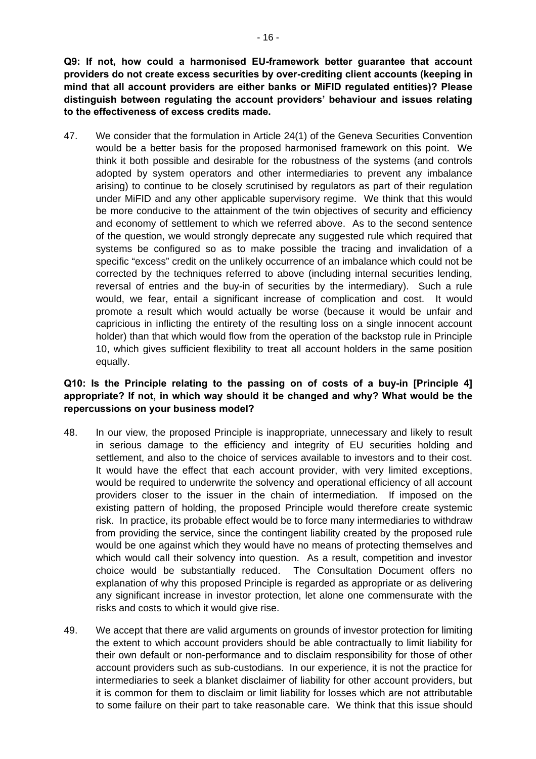**Q9: If not, how could a harmonised EU-framework better guarantee that account providers do not create excess securities by over-crediting client accounts (keeping in mind that all account providers are either banks or MiFID regulated entities)? Please distinguish between regulating the account providers' behaviour and issues relating to the effectiveness of excess credits made.**

47. We consider that the formulation in Article 24(1) of the Geneva Securities Convention would be a better basis for the proposed harmonised framework on this point. We think it both possible and desirable for the robustness of the systems (and controls adopted by system operators and other intermediaries to prevent any imbalance arising) to continue to be closely scrutinised by regulators as part of their regulation under MiFID and any other applicable supervisory regime. We think that this would be more conducive to the attainment of the twin objectives of security and efficiency and economy of settlement to which we referred above. As to the second sentence of the question, we would strongly deprecate any suggested rule which required that systems be configured so as to make possible the tracing and invalidation of a specific "excess" credit on the unlikely occurrence of an imbalance which could not be corrected by the techniques referred to above (including internal securities lending, reversal of entries and the buy-in of securities by the intermediary). Such a rule would, we fear, entail a significant increase of complication and cost. It would promote a result which would actually be worse (because it would be unfair and capricious in inflicting the entirety of the resulting loss on a single innocent account holder) than that which would flow from the operation of the backstop rule in Principle 10, which gives sufficient flexibility to treat all account holders in the same position equally.

**Q10: Is the Principle relating to the passing on of costs of a buy-in [Principle 4] appropriate? If not, in which way should it be changed and why? What would be the repercussions on your business model?**

48. In our view, the proposed Principle is inappropriate, unnecessary and likely to result in serious damage to the efficiency and integrity of EU securities holding and settlement, and also to the choice of services available to investors and to their cost. It would have the effect that each account provider, with very limited exceptions, would be required to underwrite the solvency and operational efficiency of all account providers closer to the issuer in the chain of intermediation. If imposed on the existing pattern of holding, the proposed Principle would therefore create systemic risk. In practice, its probable effect would be to force many intermediaries to withdraw from providing the service, since the contingent liability created by the proposed rule would be one against which they would have no means of protecting themselves and which would call their solvency into question. As a result, competition and investor choice would be substantially reduced. The Consultation Document offers no explanation of why this proposed Principle is regarded as appropriate or as delivering any significant increase in investor protection, let alone one commensurate with the risks and costs to which it would give rise.

49. We accept that there are valid arguments on grounds of investor protection for limiting the extent to which account providers should be able contractually to limit liability for their own default or non-performance and to disclaim responsibility for those of other account providers such as sub-custodians. In our experience, it is not the practice for intermediaries to seek a blanket disclaimer of liability for other account providers, but it is common for them to disclaim or limit liability for losses which are not attributable to some failure on their part to take reasonable care. We think that this issue should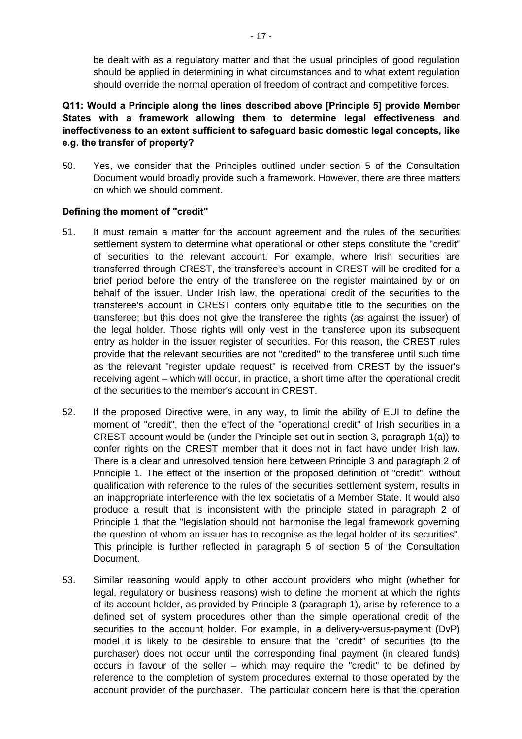be dealt with as a regulatory matter and that the usual principles of good regulation should be applied in determining in what circumstances and to what extent regulation should override the normal operation of freedom of contract and competitive forces.

**Q11: Would a Principle along the lines described above [Principle 5] provide Member States with a framework allowing them to determine legal effectiveness and ineffectiveness to an extent sufficient to safeguard basic domestic legal concepts, like e.g. the transfer of property?**

50. Yes, we consider that the Principles outlined under section 5 of the Consultation Document would broadly provide such a framework. However, there are three matters on which we should comment.

**Defining the moment of "credit"**

51. It must remain a matter for the account agreement and the rules of the securities settlement system to determine what operational or other steps constitute the "credit" of securities to the relevant account. For example, where Irish securities are transferred through CREST, the transferee's account in CREST will be credited for a brief period before the entry of the transferee on the register maintained by or on behalf of the issuer. Under Irish law, the operational credit of the securities to the transferee's account in CREST confers only equitable title to the securities on the transferee; but this does not give the transferee the rights (as against the issuer) of the legal holder. Those rights will only vest in the transferee upon its subsequent entry as holder in the issuer register of securities. For this reason, the CREST rules provide that the relevant securities are not "credited" to the transferee until such time as the relevant "register update request" is received from CREST by the issuer's receiving agent – which will occur, in practice, a short time after the operational credit of the securities to the member's account in CREST.

52. If the proposed Directive were, in any way, to limit the ability of EUI to define the moment of "credit", then the effect of the "operational credit" of Irish securities in a CREST account would be (under the Principle set out in section 3, paragraph 1(a)) to confer rights on the CREST member that it does not in fact have under Irish law. There is a clear and unresolved tension here between Principle 3 and paragraph 2 of Principle 1. The effect of the insertion of the proposed definition of "credit", without qualification with reference to the rules of the securities settlement system, results in an inappropriate interference with the lex societatis of a Member State. It would also produce a result that is inconsistent with the principle stated in paragraph 2 of Principle 1 that the "legislation should not harmonise the legal framework governing the question of whom an issuer has to recognise as the legal holder of its securities". This principle is further reflected in paragraph 5 of section 5 of the Consultation Document.

53. Similar reasoning would apply to other account providers who might (whether for legal, regulatory or business reasons) wish to define the moment at which the rights of its account holder, as provided by Principle 3 (paragraph 1), arise by reference to a defined set of system procedures other than the simple operational credit of the securities to the account holder. For example, in a delivery-versus-payment (DvP) model it is likely to be desirable to ensure that the "credit" of securities (to the purchaser) does not occur until the corresponding final payment (in cleared funds) occurs in favour of the seller – which may require the "credit" to be defined by reference to the completion of system procedures external to those operated by the account provider of the purchaser. The particular concern here is that the operation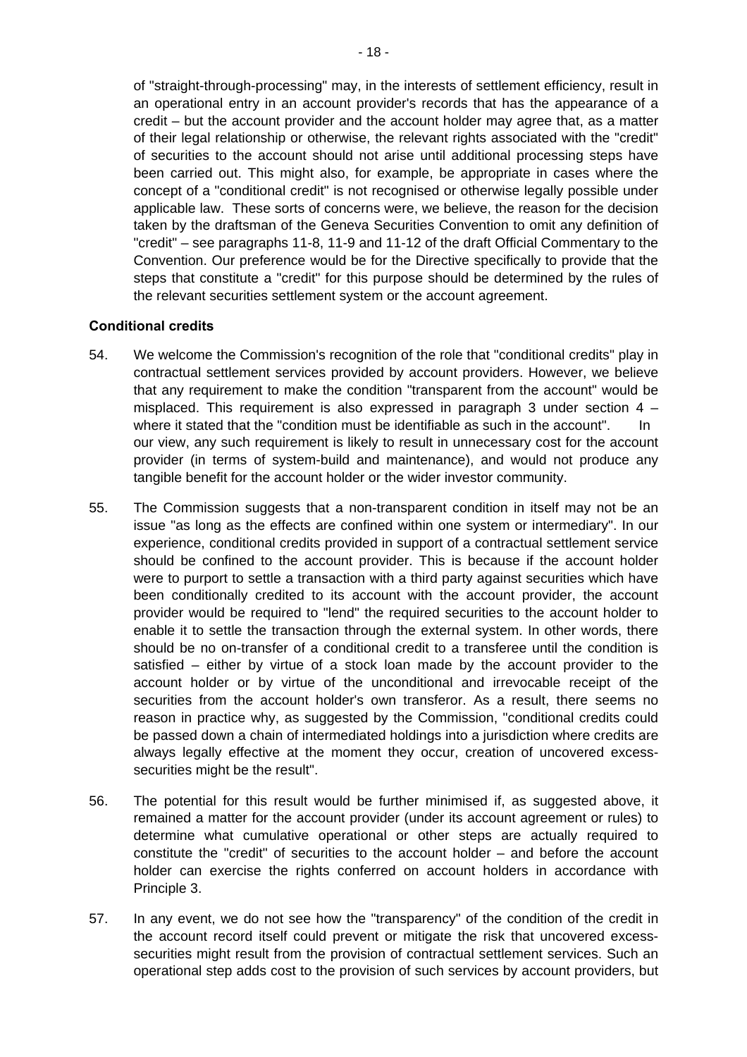of "straight-through-processing" may, in the interests of settlement efficiency, result in an operational entry in an account provider's records that has the appearance of a credit – but the account provider and the account holder may agree that, as a matter of their legal relationship or otherwise, the relevant rights associated with the "credit" of securities to the account should not arise until additional processing steps have been carried out. This might also, for example, be appropriate in cases where the concept of a "conditional credit" is not recognised or otherwise legally possible under applicable law. These sorts of concerns were, we believe, the reason for the decision taken by the draftsman of the Geneva Securities Convention to omit any definition of "credit" – see paragraphs 11-8, 11-9 and 11-12 of the draft Official Commentary to the Convention. Our preference would be for the Directive specifically to provide that the steps that constitute a "credit" for this purpose should be determined by the rules of the relevant securities settlement system or the account agreement.

**Conditional credits**

54. We welcome the Commission's recognition of the role that "conditional credits" play in contractual settlement services provided by account providers. However, we believe that any requirement to make the condition "transparent from the account" would be misplaced. This requirement is also expressed in paragraph 3 under section 4 – where it stated that the "condition must be identifiable as such in the account". In our view, any such requirement is likely to result in unnecessary cost for the account provider (in terms of system-build and maintenance), and would not produce any tangible benefit for the account holder or the wider investor community.

55. The Commission suggests that a non-transparent condition in itself may not be an issue "as long as the effects are confined within one system or intermediary". In our experience, conditional credits provided in support of a contractual settlement service should be confined to the account provider. This is because if the account holder were to purport to settle a transaction with a third party against securities which have been conditionally credited to its account with the account provider, the account provider would be required to "lend" the required securities to the account holder to enable it to settle the transaction through the external system. In other words, there should be no on-transfer of a conditional credit to a transferee until the condition is satisfied – either by virtue of a stock loan made by the account provider to the account holder or by virtue of the unconditional and irrevocable receipt of the securities from the account holder's own transferor. As a result, there seems no reason in practice why, as suggested by the Commission, "conditional credits could be passed down a chain of intermediated holdings into a jurisdiction where credits are always legally effective at the moment they occur, creation of uncovered excess-securities might be the result".

56. The potential for this result would be further minimised if, as suggested above, it remained a matter for the account provider (under its account agreement or rules) to determine what cumulative operational or other steps are actually required to constitute the "credit" of securities to the account holder – and before the account holder can exercise the rights conferred on account holders in accordance with Principle 3.

57. In any event, we do not see how the "transparency" of the condition of the credit in the account record itself could prevent or mitigate the risk that uncovered excess-securities might result from the provision of contractual settlement services. Such an operational step adds cost to the provision of such services by account providers, but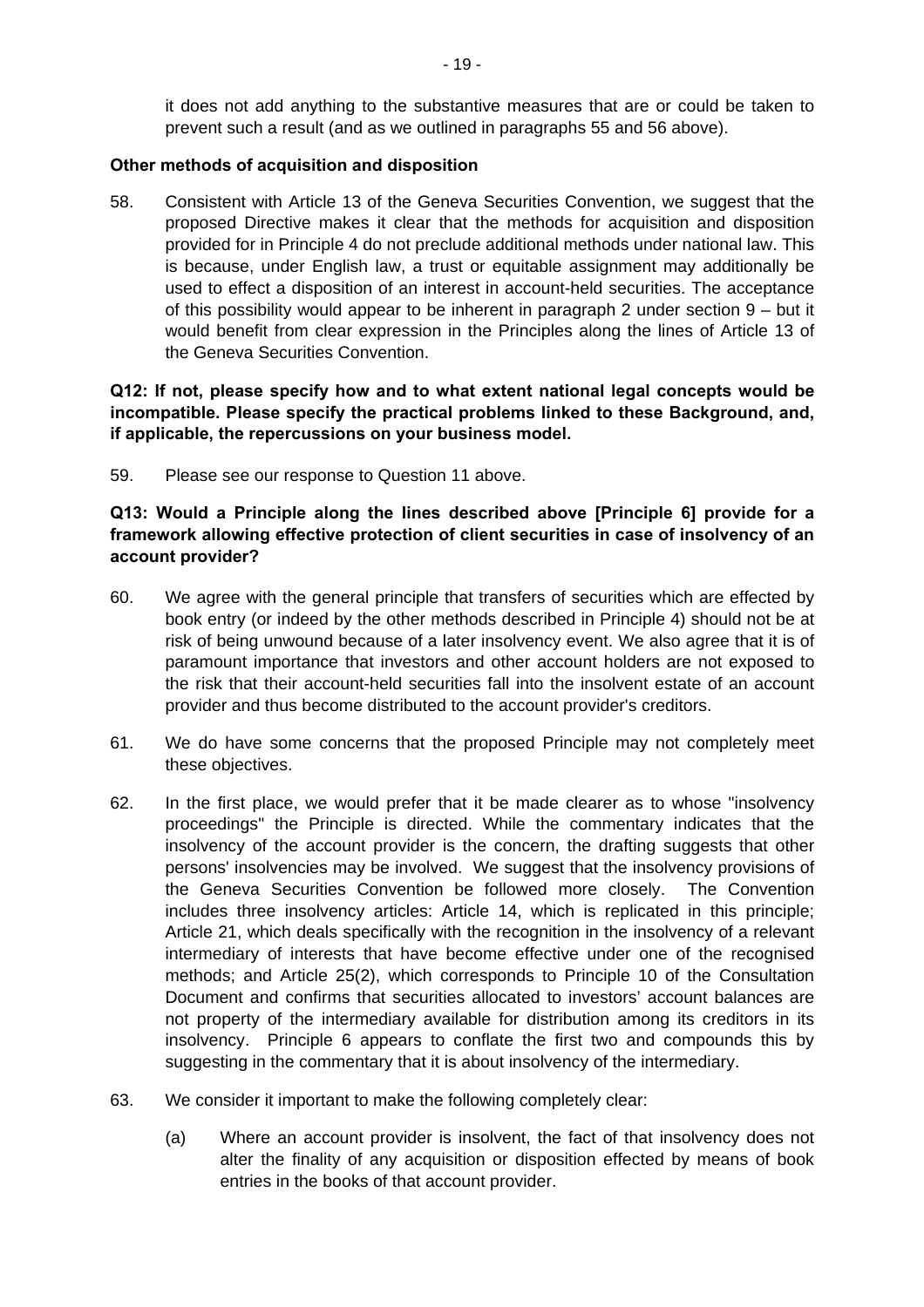it does not add anything to the substantive measures that are or could be taken to prevent such a result (and as we outlined in paragraphs 55 and 56 above).

**Other methods of acquisition and disposition**

58. Consistent with Article 13 of the Geneva Securities Convention, we suggest that the proposed Directive makes it clear that the methods for acquisition and disposition provided for in Principle 4 do not preclude additional methods under national law. This is because, under English law, a trust or equitable assignment may additionally be used to effect a disposition of an interest in account-held securities. The acceptance of this possibility would appear to be inherent in paragraph 2 under section 9 – but it would benefit from clear expression in the Principles along the lines of Article 13 of the Geneva Securities Convention.

**Q12: If not, please specify how and to what extent national legal concepts would be incompatible. Please specify the practical problems linked to these Background, and, if applicable, the repercussions on your business model.**

59. Please see our response to Question 11 above.

**Q13: Would a Principle along the lines described above [Principle 6] provide for a framework allowing effective protection of client securities in case of insolvency of an account provider?**

60. We agree with the general principle that transfers of securities which are effected by book entry (or indeed by the other methods described in Principle 4) should not be at risk of being unwound because of a later insolvency event. We also agree that it is of paramount importance that investors and other account holders are not exposed to the risk that their account-held securities fall into the insolvent estate of an account provider and thus become distributed to the account provider's creditors.

61. We do have some concerns that the proposed Principle may not completely meet these objectives.

62. In the first place, we would prefer that it be made clearer as to whose "insolvency proceedings" the Principle is directed. While the commentary indicates that the insolvency of the account provider is the concern, the drafting suggests that other persons' insolvencies may be involved. We suggest that the insolvency provisions of the Geneva Securities Convention be followed more closely. The Convention includes three insolvency articles: Article 14, which is replicated in this principle; Article 21, which deals specifically with the recognition in the insolvency of a relevant intermediary of interests that have become effective under one of the recognised methods; and Article 25(2), which corresponds to Principle 10 of the Consultation Document and confirms that securities allocated to investors' account balances are not property of the intermediary available for distribution among its creditors in its insolvency. Principle 6 appears to conflate the first two and compounds this by suggesting in the commentary that it is about insolvency of the intermediary.

63. We consider it important to make the following completely clear:

    (a) Where an account provider is insolvent, the fact of that insolvency does not alter the finality of any acquisition or disposition effected by means of book entries in the books of that account provider.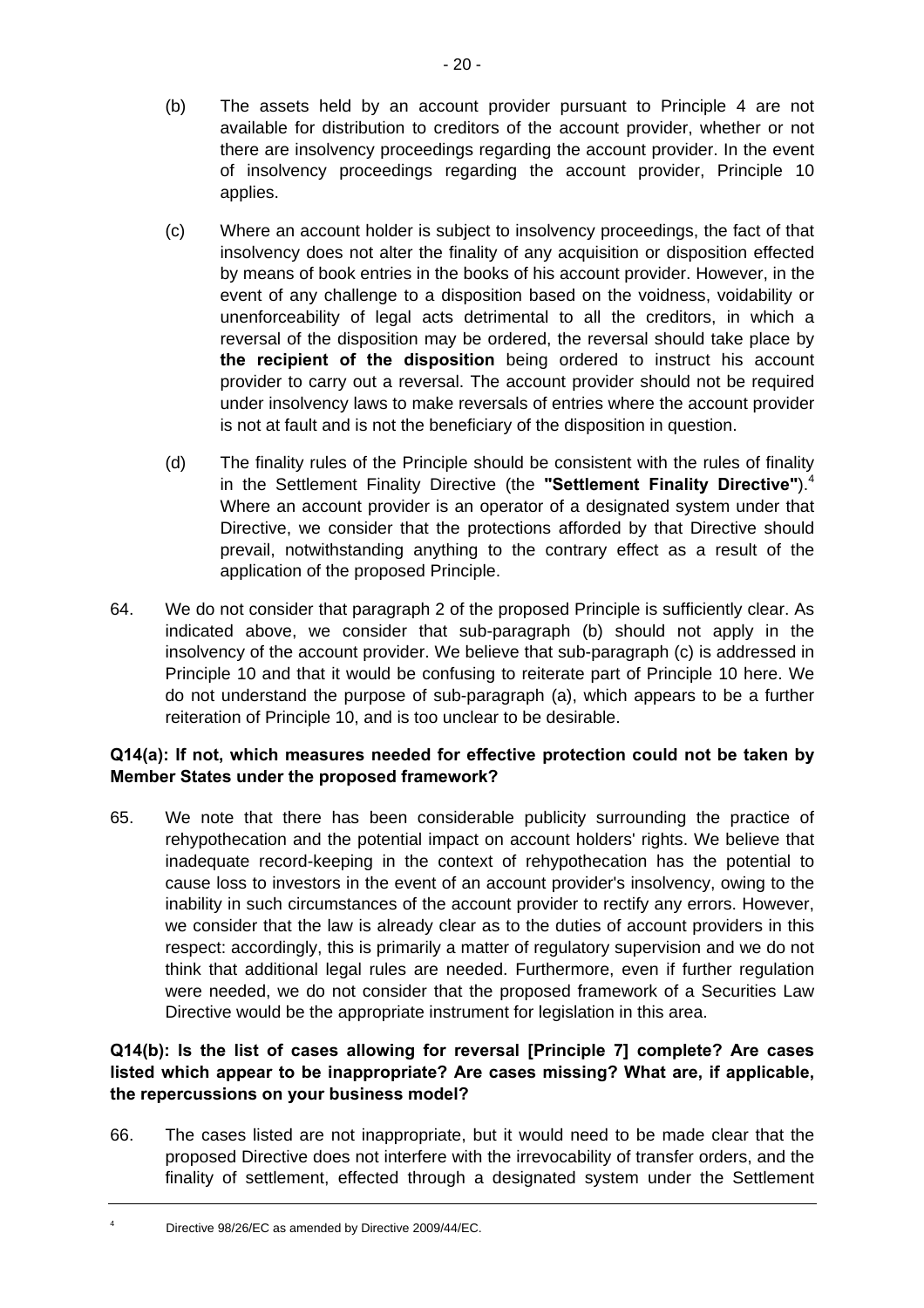(b) The assets held by an account provider pursuant to Principle 4 are not available for distribution to creditors of the account provider, whether or not there are insolvency proceedings regarding the account provider. In the event of insolvency proceedings regarding the account provider, Principle 10 applies.

(c) Where an account holder is subject to insolvency proceedings, the fact of that insolvency does not alter the finality of any acquisition or disposition effected by means of book entries in the books of his account provider. However, in the event of any challenge to a disposition based on the voidness, voidability or unenforceability of legal acts detrimental to all the creditors, in which a reversal of the disposition may be ordered, the reversal should take place by **the recipient of the disposition** being ordered to instruct his account provider to carry out a reversal. The account provider should not be required under insolvency laws to make reversals of entries where the account provider is not at fault and is not the beneficiary of the disposition in question.

(d) The finality rules of the Principle should be consistent with the rules of finality in the Settlement Finality Directive (the **"Settlement Finality Directive"**).[4] Where an account provider is an operator of a designated system under that Directive, we consider that the protections afforded by that Directive should prevail, notwithstanding anything to the contrary effect as a result of the application of the proposed Principle.

64. We do not consider that paragraph 2 of the proposed Principle is sufficiently clear. As indicated above, we consider that sub-paragraph (b) should not apply in the insolvency of the account provider. We believe that sub-paragraph (c) is addressed in Principle 10 and that it would be confusing to reiterate part of Principle 10 here. We do not understand the purpose of sub-paragraph (a), which appears to be a further reiteration of Principle 10, and is too unclear to be desirable.

**Q14(a): If not, which measures needed for effective protection could not be taken by Member States under the proposed framework?**

65. We note that there has been considerable publicity surrounding the practice of rehypothecation and the potential impact on account holders' rights. We believe that inadequate record-keeping in the context of rehypothecation has the potential to cause loss to investors in the event of an account provider's insolvency, owing to the inability in such circumstances of the account provider to rectify any errors. However, we consider that the law is already clear as to the duties of account providers in this respect: accordingly, this is primarily a matter of regulatory supervision and we do not think that additional legal rules are needed. Furthermore, even if further regulation were needed, we do not consider that the proposed framework of a Securities Law Directive would be the appropriate instrument for legislation in this area.

**Q14(b): Is the list of cases allowing for reversal [Principle 7] complete? Are cases listed which appear to be inappropriate? Are cases missing? What are, if applicable, the repercussions on your business model?**

66. The cases listed are not inappropriate, but it would need to be made clear that the proposed Directive does not interfere with the irrevocability of transfer orders, and the finality of settlement, effected through a designated system under the Settlement

---

[4] Directive 98/26/EC as amended by Directive 2009/44/EC.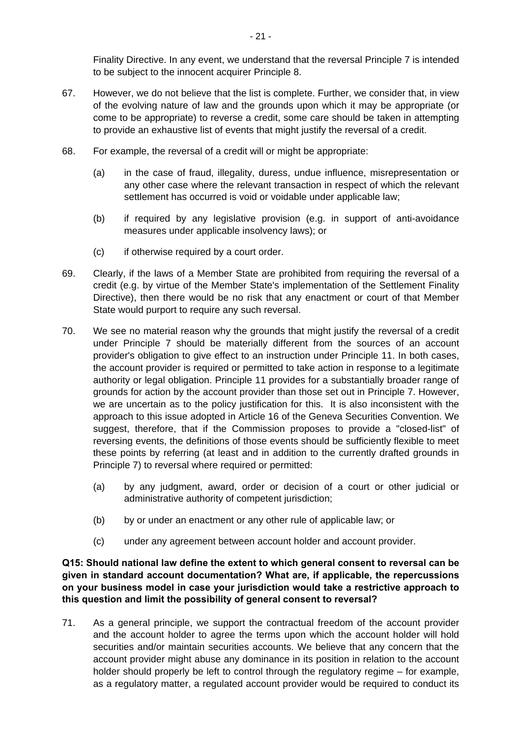Finality Directive. In any event, we understand that the reversal Principle 7 is intended to be subject to the innocent acquirer Principle 8.

67. However, we do not believe that the list is complete. Further, we consider that, in view of the evolving nature of law and the grounds upon which it may be appropriate (or come to be appropriate) to reverse a credit, some care should be taken in attempting to provide an exhaustive list of events that might justify the reversal of a credit.

68. For example, the reversal of a credit will or might be appropriate:

    (a) in the case of fraud, illegality, duress, undue influence, misrepresentation or any other case where the relevant transaction in respect of which the relevant settlement has occurred is void or voidable under applicable law;

    (b) if required by any legislative provision (e.g. in support of anti-avoidance measures under applicable insolvency laws); or

    (c) if otherwise required by a court order.

69. Clearly, if the laws of a Member State are prohibited from requiring the reversal of a credit (e.g. by virtue of the Member State's implementation of the Settlement Finality Directive), then there would be no risk that any enactment or court of that Member State would purport to require any such reversal.

70. We see no material reason why the grounds that might justify the reversal of a credit under Principle 7 should be materially different from the sources of an account provider's obligation to give effect to an instruction under Principle 11. In both cases, the account provider is required or permitted to take action in response to a legitimate authority or legal obligation. Principle 11 provides for a substantially broader range of grounds for action by the account provider than those set out in Principle 7. However, we are uncertain as to the policy justification for this. It is also inconsistent with the approach to this issue adopted in Article 16 of the Geneva Securities Convention. We suggest, therefore, that if the Commission proposes to provide a "closed-list" of reversing events, the definitions of those events should be sufficiently flexible to meet these points by referring (at least and in addition to the currently drafted grounds in Principle 7) to reversal where required or permitted:

    (a) by any judgment, award, order or decision of a court or other judicial or administrative authority of competent jurisdiction;

    (b) by or under an enactment or any other rule of applicable law; or

    (c) under any agreement between account holder and account provider.

**Q15: Should national law define the extent to which general consent to reversal can be given in standard account documentation? What are, if applicable, the repercussions on your business model in case your jurisdiction would take a restrictive approach to this question and limit the possibility of general consent to reversal?**

71. As a general principle, we support the contractual freedom of the account provider and the account holder to agree the terms upon which the account holder will hold securities and/or maintain securities accounts. We believe that any concern that the account provider might abuse any dominance in its position in relation to the account holder should properly be left to control through the regulatory regime – for example, as a regulatory matter, a regulated account provider would be required to conduct its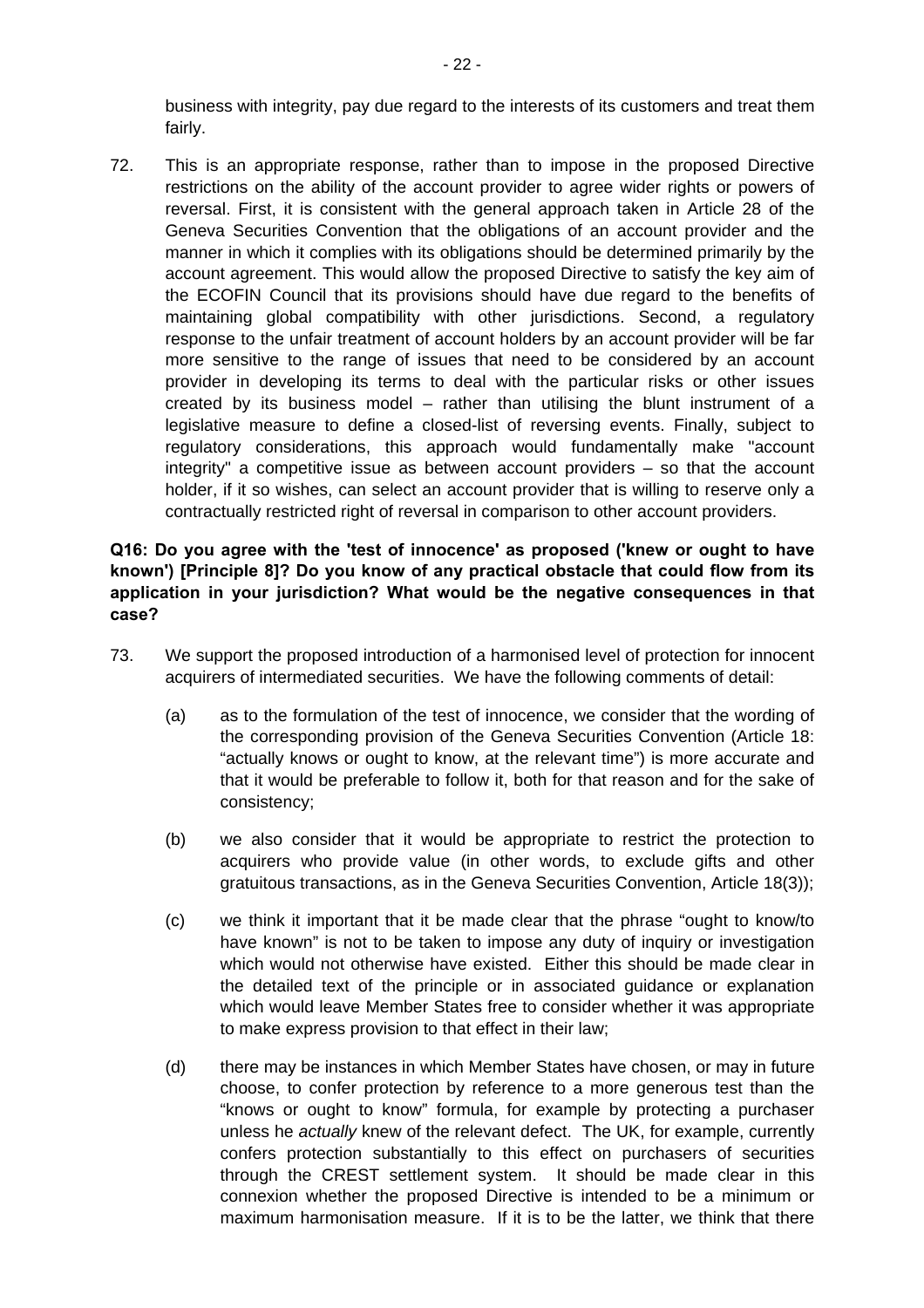business with integrity, pay due regard to the interests of its customers and treat them fairly.

72. This is an appropriate response, rather than to impose in the proposed Directive restrictions on the ability of the account provider to agree wider rights or powers of reversal. First, it is consistent with the general approach taken in Article 28 of the Geneva Securities Convention that the obligations of an account provider and the manner in which it complies with its obligations should be determined primarily by the account agreement. This would allow the proposed Directive to satisfy the key aim of the ECOFIN Council that its provisions should have due regard to the benefits of maintaining global compatibility with other jurisdictions. Second, a regulatory response to the unfair treatment of account holders by an account provider will be far more sensitive to the range of issues that need to be considered by an account provider in developing its terms to deal with the particular risks or other issues created by its business model – rather than utilising the blunt instrument of a legislative measure to define a closed-list of reversing events. Finally, subject to regulatory considerations, this approach would fundamentally make "account integrity" a competitive issue as between account providers – so that the account holder, if it so wishes, can select an account provider that is willing to reserve only a contractually restricted right of reversal in comparison to other account providers.

**Q16: Do you agree with the 'test of innocence' as proposed ('knew or ought to have known') [Principle 8]? Do you know of any practical obstacle that could flow from its application in your jurisdiction? What would be the negative consequences in that case?**

73. We support the proposed introduction of a harmonised level of protection for innocent acquirers of intermediated securities. We have the following comments of detail:

    (a) as to the formulation of the test of innocence, we consider that the wording of the corresponding provision of the Geneva Securities Convention (Article 18: "actually knows or ought to know, at the relevant time") is more accurate and that it would be preferable to follow it, both for that reason and for the sake of consistency;

    (b) we also consider that it would be appropriate to restrict the protection to acquirers who provide value (in other words, to exclude gifts and other gratuitous transactions, as in the Geneva Securities Convention, Article 18(3));

    (c) we think it important that it be made clear that the phrase "ought to know/to have known" is not to be taken to impose any duty of inquiry or investigation which would not otherwise have existed. Either this should be made clear in the detailed text of the principle or in associated guidance or explanation which would leave Member States free to consider whether it was appropriate to make express provision to that effect in their law;

    (d) there may be instances in which Member States have chosen, or may in future choose, to confer protection by reference to a more generous test than the "knows or ought to know" formula, for example by protecting a purchaser unless he *actually* knew of the relevant defect. The UK, for example, currently confers protection substantially to this effect on purchasers of securities through the CREST settlement system. It should be made clear in this connexion whether the proposed Directive is intended to be a minimum or maximum harmonisation measure. If it is to be the latter, we think that there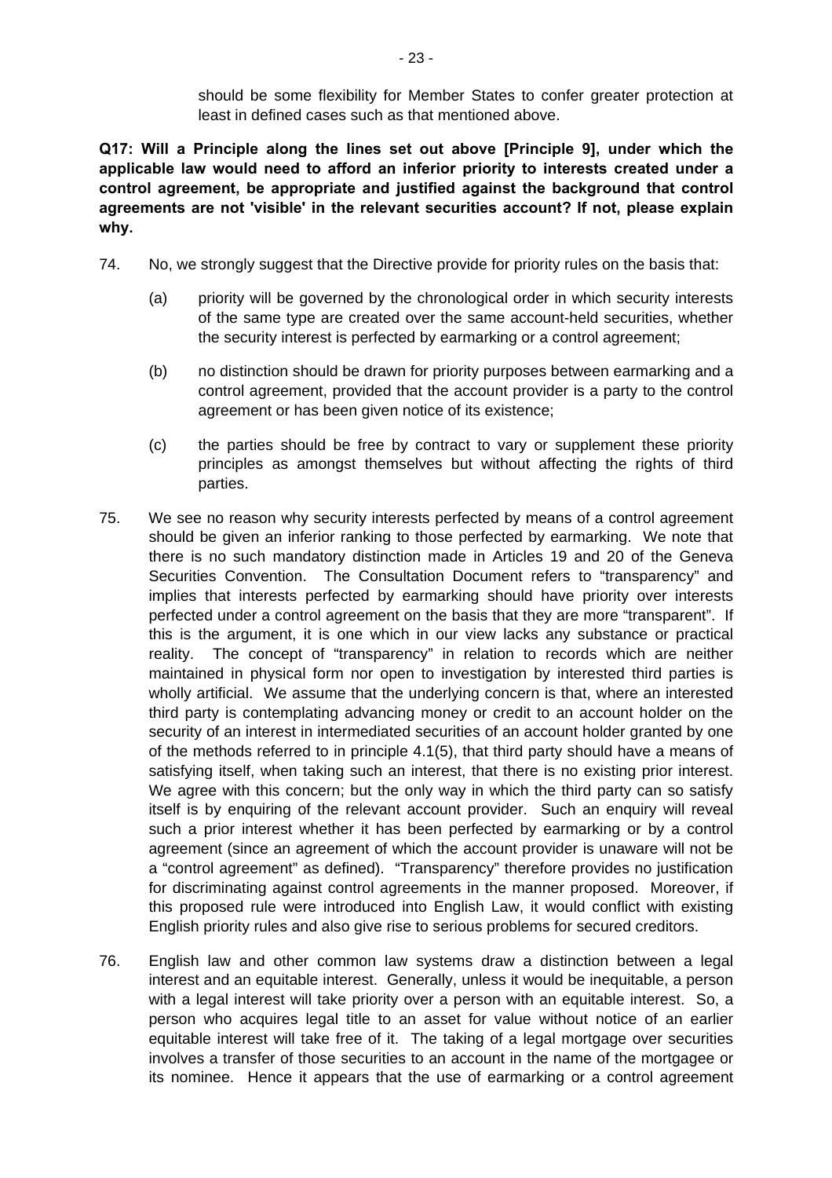should be some flexibility for Member States to confer greater protection at least in defined cases such as that mentioned above.

**Q17: Will a Principle along the lines set out above [Principle 9], under which the applicable law would need to afford an inferior priority to interests created under a control agreement, be appropriate and justified against the background that control agreements are not 'visible' in the relevant securities account? If not, please explain why.**

74. No, we strongly suggest that the Directive provide for priority rules on the basis that:

    (a) priority will be governed by the chronological order in which security interests of the same type are created over the same account-held securities, whether the security interest is perfected by earmarking or a control agreement;

    (b) no distinction should be drawn for priority purposes between earmarking and a control agreement, provided that the account provider is a party to the control agreement or has been given notice of its existence;

    (c) the parties should be free by contract to vary or supplement these priority principles as amongst themselves but without affecting the rights of third parties.

75. We see no reason why security interests perfected by means of a control agreement should be given an inferior ranking to those perfected by earmarking. We note that there is no such mandatory distinction made in Articles 19 and 20 of the Geneva Securities Convention. The Consultation Document refers to "transparency" and implies that interests perfected by earmarking should have priority over interests perfected under a control agreement on the basis that they are more "transparent". If this is the argument, it is one which in our view lacks any substance or practical reality. The concept of "transparency" in relation to records which are neither maintained in physical form nor open to investigation by interested third parties is wholly artificial. We assume that the underlying concern is that, where an interested third party is contemplating advancing money or credit to an account holder on the security of an interest in intermediated securities of an account holder granted by one of the methods referred to in principle 4.1(5), that third party should have a means of satisfying itself, when taking such an interest, that there is no existing prior interest. We agree with this concern; but the only way in which the third party can so satisfy itself is by enquiring of the relevant account provider. Such an enquiry will reveal such a prior interest whether it has been perfected by earmarking or by a control agreement (since an agreement of which the account provider is unaware will not be a "control agreement" as defined). "Transparency" therefore provides no justification for discriminating against control agreements in the manner proposed. Moreover, if this proposed rule were introduced into English Law, it would conflict with existing English priority rules and also give rise to serious problems for secured creditors.

76. English law and other common law systems draw a distinction between a legal interest and an equitable interest. Generally, unless it would be inequitable, a person with a legal interest will take priority over a person with an equitable interest. So, a person who acquires legal title to an asset for value without notice of an earlier equitable interest will take free of it. The taking of a legal mortgage over securities involves a transfer of those securities to an account in the name of the mortgagee or its nominee. Hence it appears that the use of earmarking or a control agreement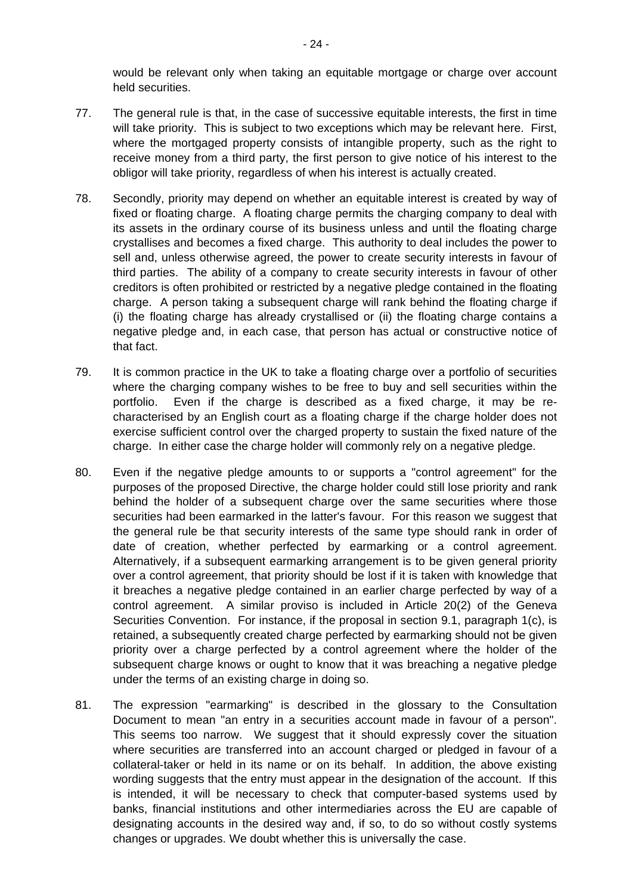would be relevant only when taking an equitable mortgage or charge over account held securities.

77. The general rule is that, in the case of successive equitable interests, the first in time will take priority. This is subject to two exceptions which may be relevant here. First, where the mortgaged property consists of intangible property, such as the right to receive money from a third party, the first person to give notice of his interest to the obligor will take priority, regardless of when his interest is actually created.

78. Secondly, priority may depend on whether an equitable interest is created by way of fixed or floating charge. A floating charge permits the charging company to deal with its assets in the ordinary course of its business unless and until the floating charge crystallises and becomes a fixed charge. This authority to deal includes the power to sell and, unless otherwise agreed, the power to create security interests in favour of third parties. The ability of a company to create security interests in favour of other creditors is often prohibited or restricted by a negative pledge contained in the floating charge. A person taking a subsequent charge will rank behind the floating charge if (i) the floating charge has already crystallised or (ii) the floating charge contains a negative pledge and, in each case, that person has actual or constructive notice of that fact.

79. It is common practice in the UK to take a floating charge over a portfolio of securities where the charging company wishes to be free to buy and sell securities within the portfolio. Even if the charge is described as a fixed charge, it may be re-characterised by an English court as a floating charge if the charge holder does not exercise sufficient control over the charged property to sustain the fixed nature of the charge. In either case the charge holder will commonly rely on a negative pledge.

80. Even if the negative pledge amounts to or supports a "control agreement" for the purposes of the proposed Directive, the charge holder could still lose priority and rank behind the holder of a subsequent charge over the same securities where those securities had been earmarked in the latter's favour. For this reason we suggest that the general rule be that security interests of the same type should rank in order of date of creation, whether perfected by earmarking or a control agreement. Alternatively, if a subsequent earmarking arrangement is to be given general priority over a control agreement, that priority should be lost if it is taken with knowledge that it breaches a negative pledge contained in an earlier charge perfected by way of a control agreement. A similar proviso is included in Article 20(2) of the Geneva Securities Convention. For instance, if the proposal in section 9.1, paragraph 1(c), is retained, a subsequently created charge perfected by earmarking should not be given priority over a charge perfected by a control agreement where the holder of the subsequent charge knows or ought to know that it was breaching a negative pledge under the terms of an existing charge in doing so.

81. The expression "earmarking" is described in the glossary to the Consultation Document to mean "an entry in a securities account made in favour of a person". This seems too narrow. We suggest that it should expressly cover the situation where securities are transferred into an account charged or pledged in favour of a collateral-taker or held in its name or on its behalf. In addition, the above existing wording suggests that the entry must appear in the designation of the account. If this is intended, it will be necessary to check that computer-based systems used by banks, financial institutions and other intermediaries across the EU are capable of designating accounts in the desired way and, if so, to do so without costly systems changes or upgrades. We doubt whether this is universally the case.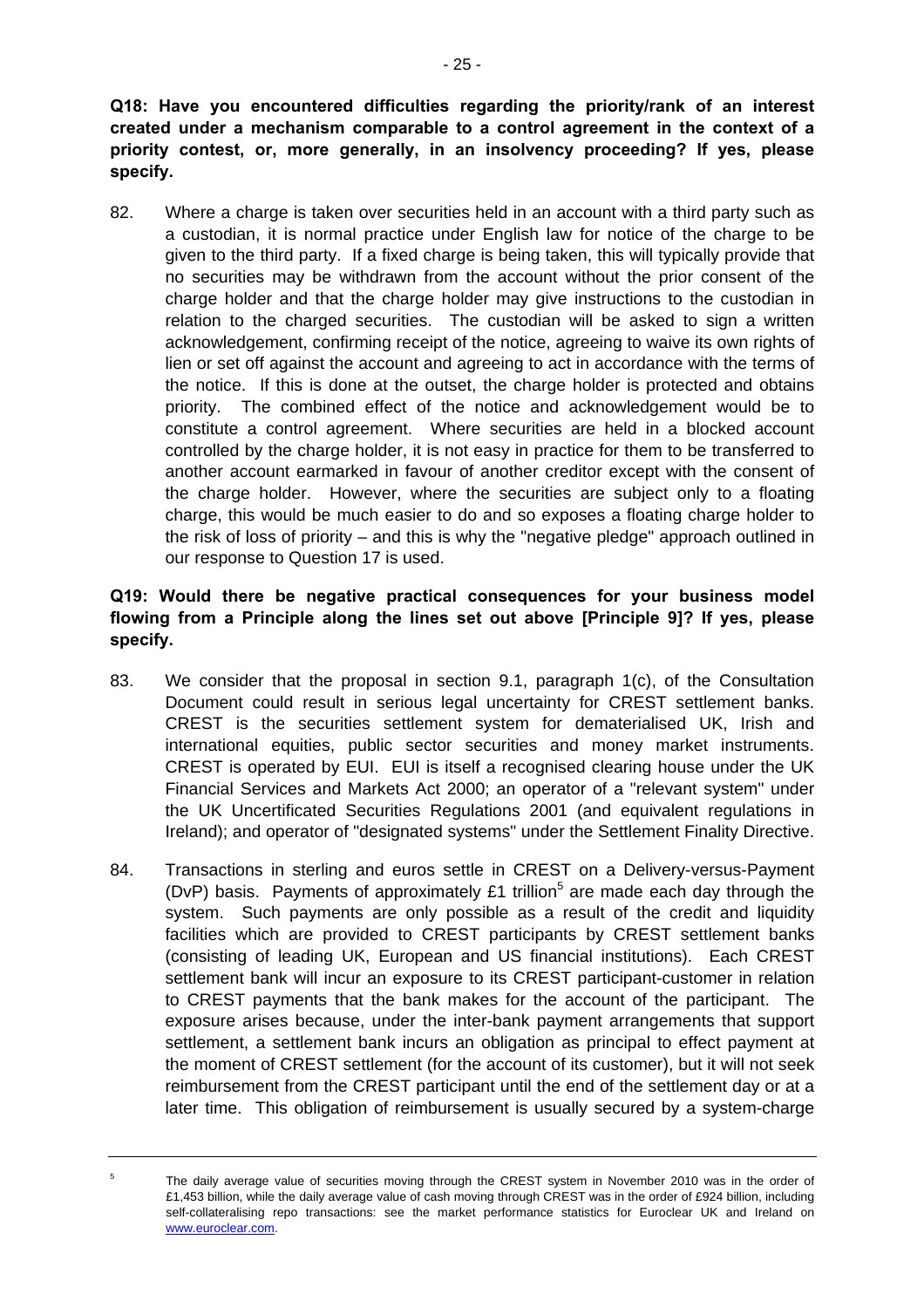**Q18: Have you encountered difficulties regarding the priority/rank of an interest created under a mechanism comparable to a control agreement in the context of a priority contest, or, more generally, in an insolvency proceeding? If yes, please specify.**

82. Where a charge is taken over securities held in an account with a third party such as a custodian, it is normal practice under English law for notice of the charge to be given to the third party. If a fixed charge is being taken, this will typically provide that no securities may be withdrawn from the account without the prior consent of the charge holder and that the charge holder may give instructions to the custodian in relation to the charged securities. The custodian will be asked to sign a written acknowledgement, confirming receipt of the notice, agreeing to waive its own rights of lien or set off against the account and agreeing to act in accordance with the terms of the notice. If this is done at the outset, the charge holder is protected and obtains priority. The combined effect of the notice and acknowledgement would be to constitute a control agreement. Where securities are held in a blocked account controlled by the charge holder, it is not easy in practice for them to be transferred to another account earmarked in favour of another creditor except with the consent of the charge holder. However, where the securities are subject only to a floating charge, this would be much easier to do and so exposes a floating charge holder to the risk of loss of priority – and this is why the "negative pledge" approach outlined in our response to Question 17 is used.

**Q19: Would there be negative practical consequences for your business model flowing from a Principle along the lines set out above [Principle 9]? If yes, please specify.**

83. We consider that the proposal in section 9.1, paragraph 1(c), of the Consultation Document could result in serious legal uncertainty for CREST settlement banks. CREST is the securities settlement system for dematerialised UK, Irish and international equities, public sector securities and money market instruments. CREST is operated by EUI. EUI is itself a recognised clearing house under the UK Financial Services and Markets Act 2000; an operator of a "relevant system" under the UK Uncertificated Securities Regulations 2001 (and equivalent regulations in Ireland); and operator of "designated systems" under the Settlement Finality Directive.

84. Transactions in sterling and euros settle in CREST on a Delivery-versus-Payment (DvP) basis. Payments of approximately £1 trillion[5] are made each day through the system. Such payments are only possible as a result of the credit and liquidity facilities which are provided to CREST participants by CREST settlement banks (consisting of leading UK, European and US financial institutions). Each CREST settlement bank will incur an exposure to its CREST participant-customer in relation to CREST payments that the bank makes for the account of the participant. The exposure arises because, under the inter-bank payment arrangements that support settlement, a settlement bank incurs an obligation as principal to effect payment at the moment of CREST settlement (for the account of its customer), but it will not seek reimbursement from the CREST participant until the end of the settlement day or at a later time. This obligation of reimbursement is usually secured by a system-charge

[5] The daily average value of securities moving through the CREST system in November 2010 was in the order of £1,453 billion, while the daily average value of cash moving through CREST was in the order of £924 billion, including self-collateralising repo transactions: see the market performance statistics for Euroclear UK and Ireland on www.euroclear.com.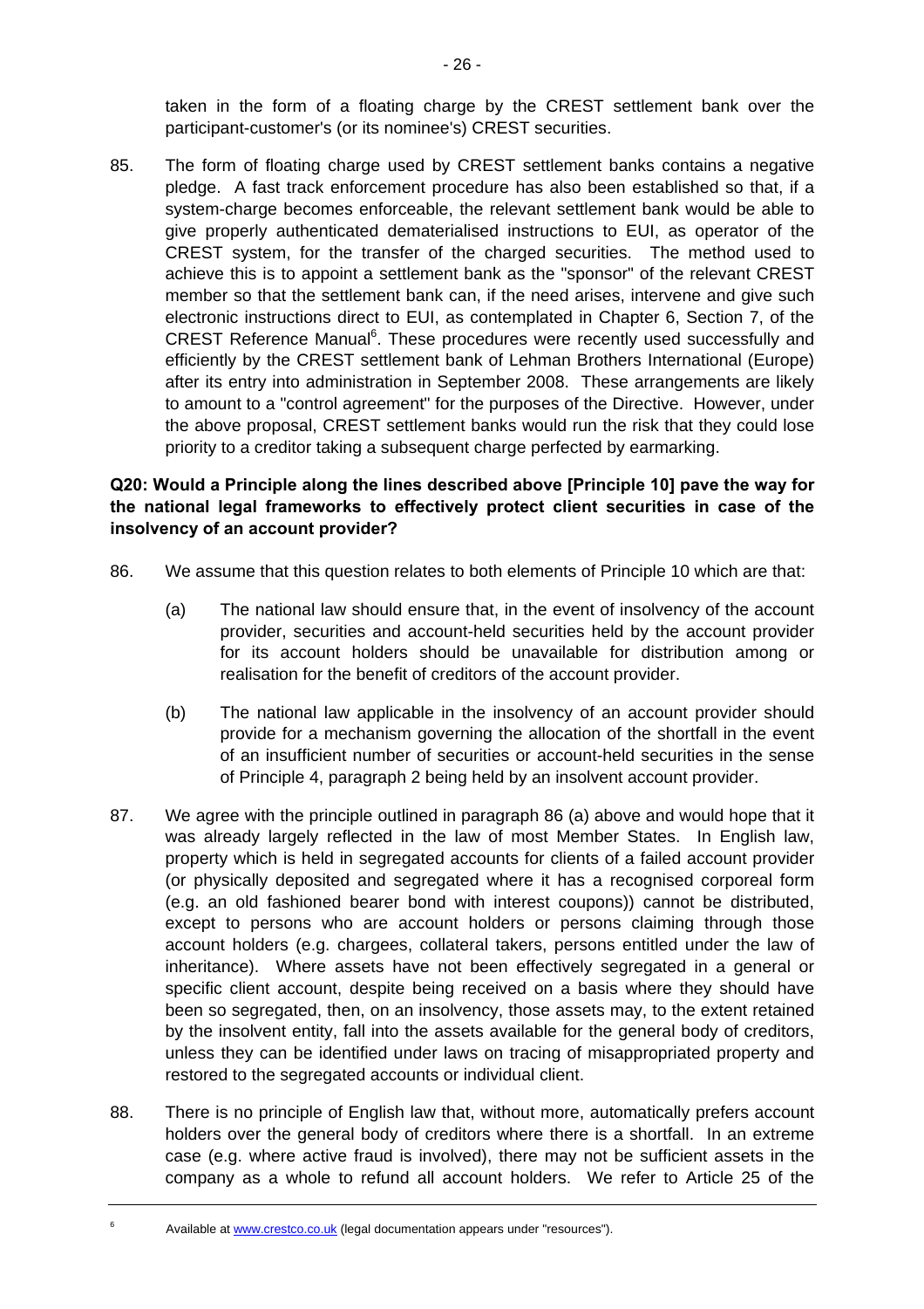taken in the form of a floating charge by the CREST settlement bank over the participant-customer's (or its nominee's) CREST securities.

85. The form of floating charge used by CREST settlement banks contains a negative pledge. A fast track enforcement procedure has also been established so that, if a system-charge becomes enforceable, the relevant settlement bank would be able to give properly authenticated dematerialised instructions to EUI, as operator of the CREST system, for the transfer of the charged securities. The method used to achieve this is to appoint a settlement bank as the "sponsor" of the relevant CREST member so that the settlement bank can, if the need arises, intervene and give such electronic instructions direct to EUI, as contemplated in Chapter 6, Section 7, of the CREST Reference Manual[6]. These procedures were recently used successfully and efficiently by the CREST settlement bank of Lehman Brothers International (Europe) after its entry into administration in September 2008. These arrangements are likely to amount to a "control agreement" for the purposes of the Directive. However, under the above proposal, CREST settlement banks would run the risk that they could lose priority to a creditor taking a subsequent charge perfected by earmarking.

**Q20: Would a Principle along the lines described above [Principle 10] pave the way for the national legal frameworks to effectively protect client securities in case of the insolvency of an account provider?**

86. We assume that this question relates to both elements of Principle 10 which are that:

    (a) The national law should ensure that, in the event of insolvency of the account provider, securities and account-held securities held by the account provider for its account holders should be unavailable for distribution among or realisation for the benefit of creditors of the account provider.

    (b) The national law applicable in the insolvency of an account provider should provide for a mechanism governing the allocation of the shortfall in the event of an insufficient number of securities or account-held securities in the sense of Principle 4, paragraph 2 being held by an insolvent account provider.

87. We agree with the principle outlined in paragraph 86 (a) above and would hope that it was already largely reflected in the law of most Member States. In English law, property which is held in segregated accounts for clients of a failed account provider (or physically deposited and segregated where it has a recognised corporeal form (e.g. an old fashioned bearer bond with interest coupons)) cannot be distributed, except to persons who are account holders or persons claiming through those account holders (e.g. chargees, collateral takers, persons entitled under the law of inheritance). Where assets have not been effectively segregated in a general or specific client account, despite being received on a basis where they should have been so segregated, then, on an insolvency, those assets may, to the extent retained by the insolvent entity, fall into the assets available for the general body of creditors, unless they can be identified under laws on tracing of misappropriated property and restored to the segregated accounts or individual client.

88. There is no principle of English law that, without more, automatically prefers account holders over the general body of creditors where there is a shortfall. In an extreme case (e.g. where active fraud is involved), there may not be sufficient assets in the company as a whole to refund all account holders. We refer to Article 25 of the

[6] Available at www.crestco.co.uk (legal documentation appears under "resources").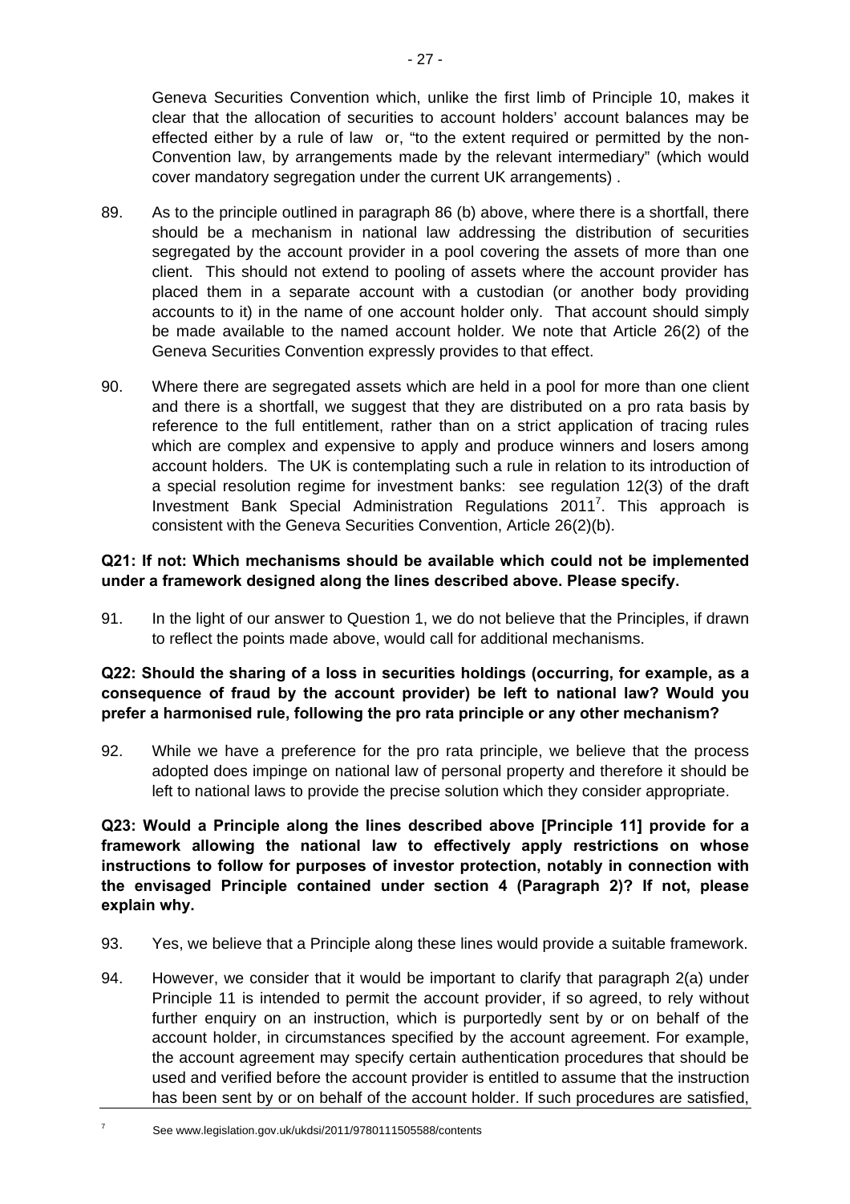Geneva Securities Convention which, unlike the first limb of Principle 10, makes it clear that the allocation of securities to account holders' account balances may be effected either by a rule of law or, "to the extent required or permitted by the non-Convention law, by arrangements made by the relevant intermediary" (which would cover mandatory segregation under the current UK arrangements) .

89. As to the principle outlined in paragraph 86 (b) above, where there is a shortfall, there should be a mechanism in national law addressing the distribution of securities segregated by the account provider in a pool covering the assets of more than one client. This should not extend to pooling of assets where the account provider has placed them in a separate account with a custodian (or another body providing accounts to it) in the name of one account holder only. That account should simply be made available to the named account holder. We note that Article 26(2) of the Geneva Securities Convention expressly provides to that effect.

90. Where there are segregated assets which are held in a pool for more than one client and there is a shortfall, we suggest that they are distributed on a pro rata basis by reference to the full entitlement, rather than on a strict application of tracing rules which are complex and expensive to apply and produce winners and losers among account holders. The UK is contemplating such a rule in relation to its introduction of a special resolution regime for investment banks: see regulation 12(3) of the draft Investment Bank Special Administration Regulations 2011[7]. This approach is consistent with the Geneva Securities Convention, Article 26(2)(b).

**Q21: If not: Which mechanisms should be available which could not be implemented under a framework designed along the lines described above. Please specify.**

91. In the light of our answer to Question 1, we do not believe that the Principles, if drawn to reflect the points made above, would call for additional mechanisms.

**Q22: Should the sharing of a loss in securities holdings (occurring, for example, as a consequence of fraud by the account provider) be left to national law? Would you prefer a harmonised rule, following the pro rata principle or any other mechanism?**

92. While we have a preference for the pro rata principle, we believe that the process adopted does impinge on national law of personal property and therefore it should be left to national laws to provide the precise solution which they consider appropriate.

**Q23: Would a Principle along the lines described above [Principle 11] provide for a framework allowing the national law to effectively apply restrictions on whose instructions to follow for purposes of investor protection, notably in connection with the envisaged Principle contained under section 4 (Paragraph 2)? If not, please explain why.**

93. Yes, we believe that a Principle along these lines would provide a suitable framework.

94. However, we consider that it would be important to clarify that paragraph 2(a) under Principle 11 is intended to permit the account provider, if so agreed, to rely without further enquiry on an instruction, which is purportedly sent by or on behalf of the account holder, in circumstances specified by the account agreement. For example, the account agreement may specify certain authentication procedures that should be used and verified before the account provider is entitled to assume that the instruction has been sent by or on behalf of the account holder. If such procedures are satisfied,

[7] See www.legislation.gov.uk/ukdsi/2011/9780111505588/contents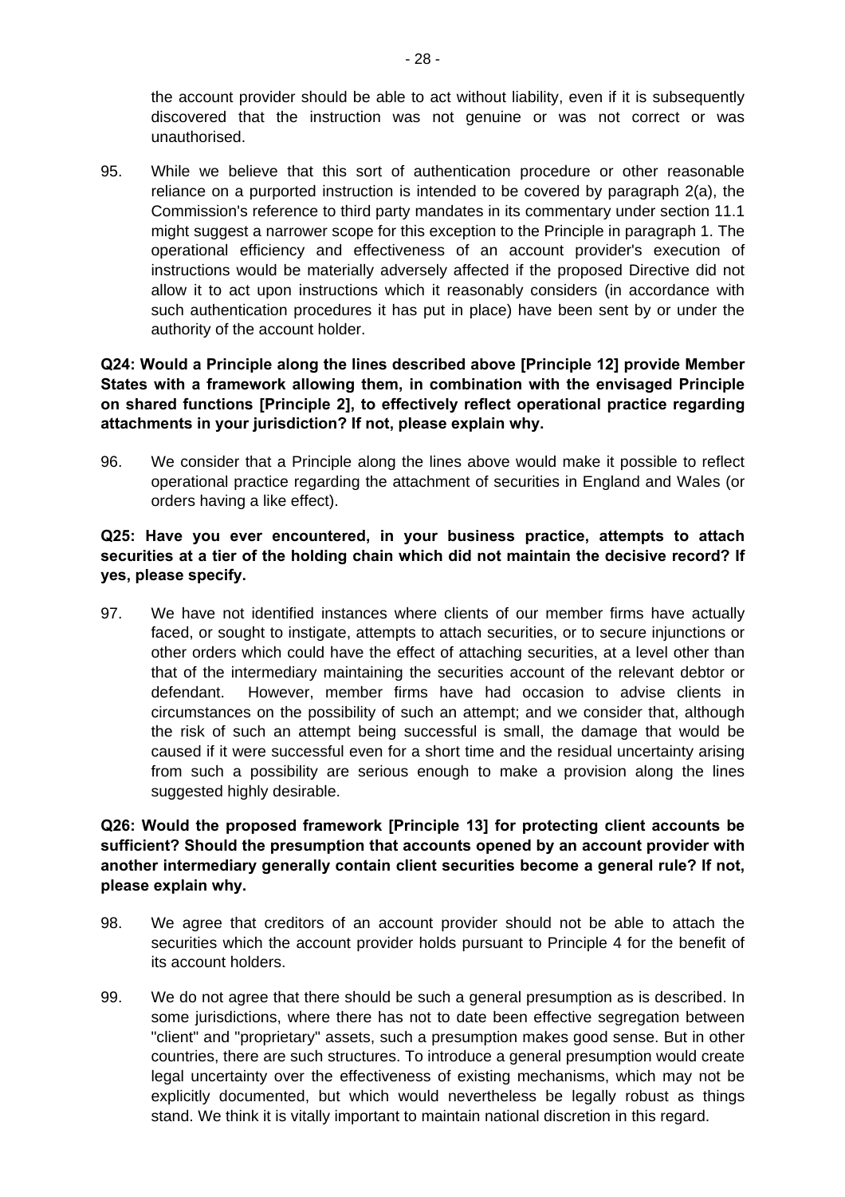the account provider should be able to act without liability, even if it is subsequently discovered that the instruction was not genuine or was not correct or was unauthorised.

95. While we believe that this sort of authentication procedure or other reasonable reliance on a purported instruction is intended to be covered by paragraph 2(a), the Commission's reference to third party mandates in its commentary under section 11.1 might suggest a narrower scope for this exception to the Principle in paragraph 1. The operational efficiency and effectiveness of an account provider's execution of instructions would be materially adversely affected if the proposed Directive did not allow it to act upon instructions which it reasonably considers (in accordance with such authentication procedures it has put in place) have been sent by or under the authority of the account holder.

**Q24: Would a Principle along the lines described above [Principle 12] provide Member States with a framework allowing them, in combination with the envisaged Principle on shared functions [Principle 2], to effectively reflect operational practice regarding attachments in your jurisdiction? If not, please explain why.**

96. We consider that a Principle along the lines above would make it possible to reflect operational practice regarding the attachment of securities in England and Wales (or orders having a like effect).

**Q25: Have you ever encountered, in your business practice, attempts to attach securities at a tier of the holding chain which did not maintain the decisive record? If yes, please specify.**

97. We have not identified instances where clients of our member firms have actually faced, or sought to instigate, attempts to attach securities, or to secure injunctions or other orders which could have the effect of attaching securities, at a level other than that of the intermediary maintaining the securities account of the relevant debtor or defendant. However, member firms have had occasion to advise clients in circumstances on the possibility of such an attempt; and we consider that, although the risk of such an attempt being successful is small, the damage that would be caused if it were successful even for a short time and the residual uncertainty arising from such a possibility are serious enough to make a provision along the lines suggested highly desirable.

**Q26: Would the proposed framework [Principle 13] for protecting client accounts be sufficient? Should the presumption that accounts opened by an account provider with another intermediary generally contain client securities become a general rule? If not, please explain why.**

98. We agree that creditors of an account provider should not be able to attach the securities which the account provider holds pursuant to Principle 4 for the benefit of its account holders.

99. We do not agree that there should be such a general presumption as is described. In some jurisdictions, where there has not to date been effective segregation between "client" and "proprietary" assets, such a presumption makes good sense. But in other countries, there are such structures. To introduce a general presumption would create legal uncertainty over the effectiveness of existing mechanisms, which may not be explicitly documented, but which would nevertheless be legally robust as things stand. We think it is vitally important to maintain national discretion in this regard.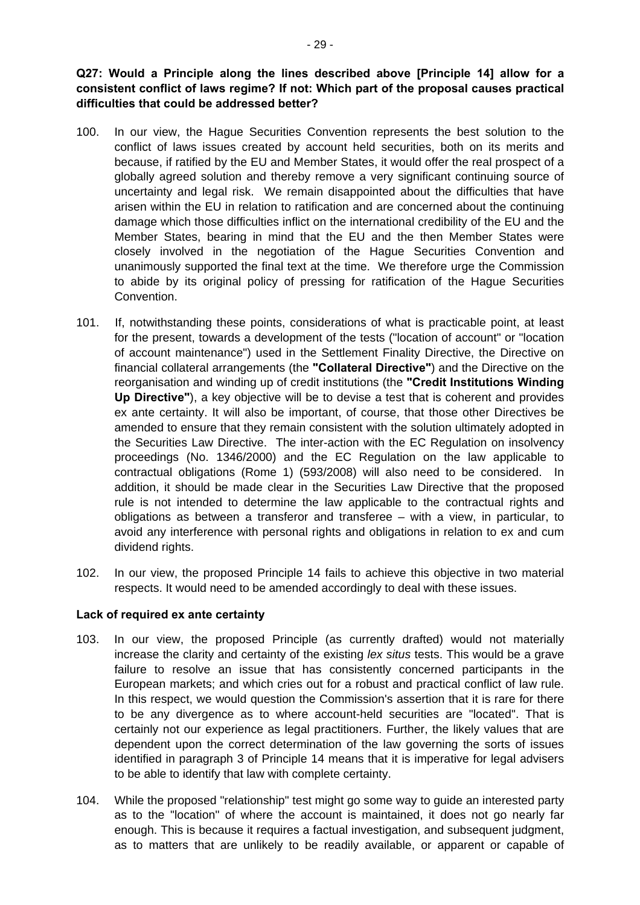**Q27: Would a Principle along the lines described above [Principle 14] allow for a consistent conflict of laws regime? If not: Which part of the proposal causes practical difficulties that could be addressed better?**

100. In our view, the Hague Securities Convention represents the best solution to the conflict of laws issues created by account held securities, both on its merits and because, if ratified by the EU and Member States, it would offer the real prospect of a globally agreed solution and thereby remove a very significant continuing source of uncertainty and legal risk. We remain disappointed about the difficulties that have arisen within the EU in relation to ratification and are concerned about the continuing damage which those difficulties inflict on the international credibility of the EU and the Member States, bearing in mind that the EU and the then Member States were closely involved in the negotiation of the Hague Securities Convention and unanimously supported the final text at the time. We therefore urge the Commission to abide by its original policy of pressing for ratification of the Hague Securities Convention.

101. If, notwithstanding these points, considerations of what is practicable point, at least for the present, towards a development of the tests ("location of account" or "location of account maintenance") used in the Settlement Finality Directive, the Directive on financial collateral arrangements (the **"Collateral Directive"**) and the Directive on the reorganisation and winding up of credit institutions (the **"Credit Institutions Winding Up Directive"**), a key objective will be to devise a test that is coherent and provides ex ante certainty. It will also be important, of course, that those other Directives be amended to ensure that they remain consistent with the solution ultimately adopted in the Securities Law Directive. The inter-action with the EC Regulation on insolvency proceedings (No. 1346/2000) and the EC Regulation on the law applicable to contractual obligations (Rome 1) (593/2008) will also need to be considered. In addition, it should be made clear in the Securities Law Directive that the proposed rule is not intended to determine the law applicable to the contractual rights and obligations as between a transferor and transferee – with a view, in particular, to avoid any interference with personal rights and obligations in relation to ex and cum dividend rights.

102. In our view, the proposed Principle 14 fails to achieve this objective in two material respects. It would need to be amended accordingly to deal with these issues.

**Lack of required ex ante certainty**

103. In our view, the proposed Principle (as currently drafted) would not materially increase the clarity and certainty of the existing *lex situs* tests. This would be a grave failure to resolve an issue that has consistently concerned participants in the European markets; and which cries out for a robust and practical conflict of law rule. In this respect, we would question the Commission's assertion that it is rare for there to be any divergence as to where account-held securities are "located". That is certainly not our experience as legal practitioners. Further, the likely values that are dependent upon the correct determination of the law governing the sorts of issues identified in paragraph 3 of Principle 14 means that it is imperative for legal advisers to be able to identify that law with complete certainty.

104. While the proposed "relationship" test might go some way to guide an interested party as to the "location" of where the account is maintained, it does not go nearly far enough. This is because it requires a factual investigation, and subsequent judgment, as to matters that are unlikely to be readily available, or apparent or capable of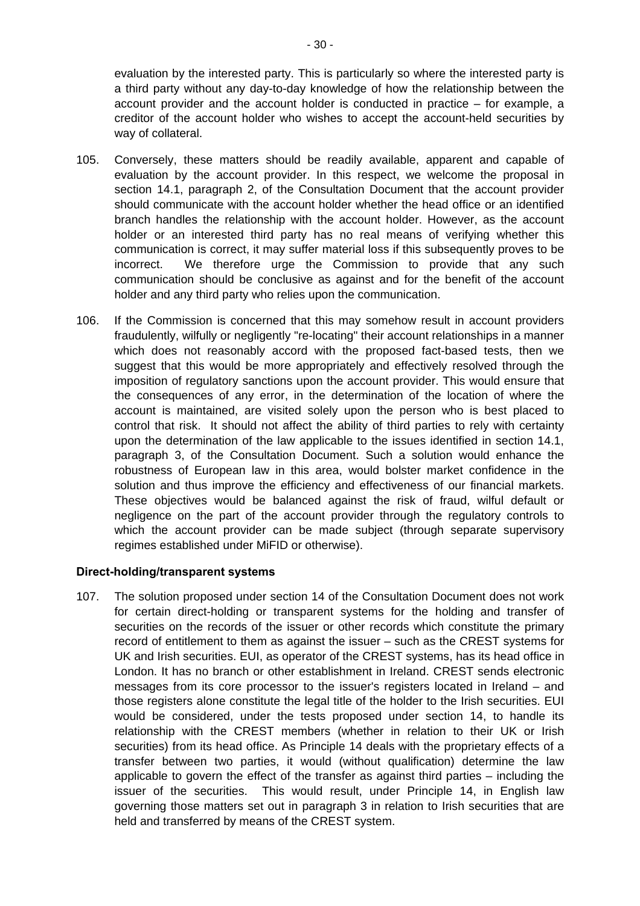evaluation by the interested party. This is particularly so where the interested party is a third party without any day-to-day knowledge of how the relationship between the account provider and the account holder is conducted in practice – for example, a creditor of the account holder who wishes to accept the account-held securities by way of collateral.

105. Conversely, these matters should be readily available, apparent and capable of evaluation by the account provider. In this respect, we welcome the proposal in section 14.1, paragraph 2, of the Consultation Document that the account provider should communicate with the account holder whether the head office or an identified branch handles the relationship with the account holder. However, as the account holder or an interested third party has no real means of verifying whether this communication is correct, it may suffer material loss if this subsequently proves to be incorrect. We therefore urge the Commission to provide that any such communication should be conclusive as against and for the benefit of the account holder and any third party who relies upon the communication.

106. If the Commission is concerned that this may somehow result in account providers fraudulently, wilfully or negligently "re-locating" their account relationships in a manner which does not reasonably accord with the proposed fact-based tests, then we suggest that this would be more appropriately and effectively resolved through the imposition of regulatory sanctions upon the account provider. This would ensure that the consequences of any error, in the determination of the location of where the account is maintained, are visited solely upon the person who is best placed to control that risk. It should not affect the ability of third parties to rely with certainty upon the determination of the law applicable to the issues identified in section 14.1, paragraph 3, of the Consultation Document. Such a solution would enhance the robustness of European law in this area, would bolster market confidence in the solution and thus improve the efficiency and effectiveness of our financial markets. These objectives would be balanced against the risk of fraud, wilful default or negligence on the part of the account provider through the regulatory controls to which the account provider can be made subject (through separate supervisory regimes established under MiFID or otherwise).

**Direct-holding/transparent systems**

107. The solution proposed under section 14 of the Consultation Document does not work for certain direct-holding or transparent systems for the holding and transfer of securities on the records of the issuer or other records which constitute the primary record of entitlement to them as against the issuer – such as the CREST systems for UK and Irish securities. EUI, as operator of the CREST systems, has its head office in London. It has no branch or other establishment in Ireland. CREST sends electronic messages from its core processor to the issuer's registers located in Ireland – and those registers alone constitute the legal title of the holder to the Irish securities. EUI would be considered, under the tests proposed under section 14, to handle its relationship with the CREST members (whether in relation to their UK or Irish securities) from its head office. As Principle 14 deals with the proprietary effects of a transfer between two parties, it would (without qualification) determine the law applicable to govern the effect of the transfer as against third parties – including the issuer of the securities. This would result, under Principle 14, in English law governing those matters set out in paragraph 3 in relation to Irish securities that are held and transferred by means of the CREST system.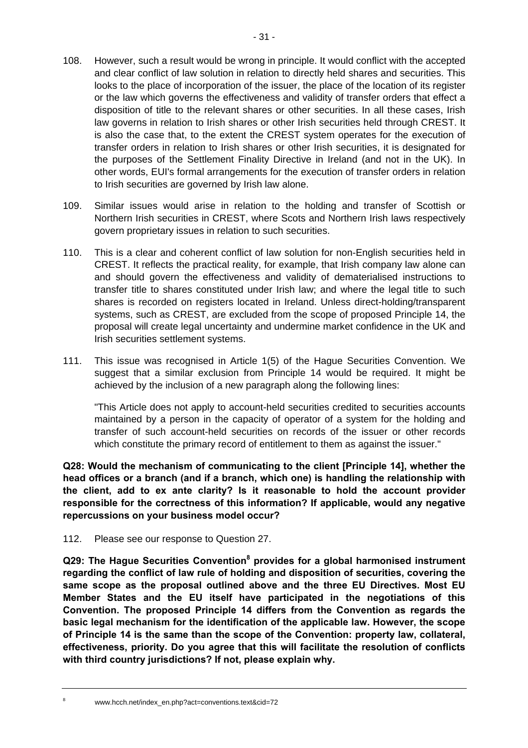108. However, such a result would be wrong in principle. It would conflict with the accepted and clear conflict of law solution in relation to directly held shares and securities. This looks to the place of incorporation of the issuer, the place of the location of its register or the law which governs the effectiveness and validity of transfer orders that effect a disposition of title to the relevant shares or other securities. In all these cases, Irish law governs in relation to Irish shares or other Irish securities held through CREST. It is also the case that, to the extent the CREST system operates for the execution of transfer orders in relation to Irish shares or other Irish securities, it is designated for the purposes of the Settlement Finality Directive in Ireland (and not in the UK). In other words, EUI's formal arrangements for the execution of transfer orders in relation to Irish securities are governed by Irish law alone.

109. Similar issues would arise in relation to the holding and transfer of Scottish or Northern Irish securities in CREST, where Scots and Northern Irish laws respectively govern proprietary issues in relation to such securities.

110. This is a clear and coherent conflict of law solution for non-English securities held in CREST. It reflects the practical reality, for example, that Irish company law alone can and should govern the effectiveness and validity of dematerialised instructions to transfer title to shares constituted under Irish law; and where the legal title to such shares is recorded on registers located in Ireland. Unless direct-holding/transparent systems, such as CREST, are excluded from the scope of proposed Principle 14, the proposal will create legal uncertainty and undermine market confidence in the UK and Irish securities settlement systems.

111. This issue was recognised in Article 1(5) of the Hague Securities Convention. We suggest that a similar exclusion from Principle 14 would be required. It might be achieved by the inclusion of a new paragraph along the following lines:

   "This Article does not apply to account-held securities credited to securities accounts maintained by a person in the capacity of operator of a system for the holding and transfer of such account-held securities on records of the issuer or other records which constitute the primary record of entitlement to them as against the issuer."

**Q28: Would the mechanism of communicating to the client [Principle 14], whether the head offices or a branch (and if a branch, which one) is handling the relationship with the client, add to ex ante clarity? Is it reasonable to hold the account provider responsible for the correctness of this information? If applicable, would any negative repercussions on your business model occur?**

112. Please see our response to Question 27.

**Q29: The Hague Securities Convention[8] provides for a global harmonised instrument regarding the conflict of law rule of holding and disposition of securities, covering the same scope as the proposal outlined above and the three EU Directives. Most EU Member States and the EU itself have participated in the negotiations of this Convention. The proposed Principle 14 differs from the Convention as regards the basic legal mechanism for the identification of the applicable law. However, the scope of Principle 14 is the same than the scope of the Convention: property law, collateral, effectiveness, priority. Do you agree that this will facilitate the resolution of conflicts with third country jurisdictions? If not, please explain why.**

[8] www.hcch.net/index_en.php?act=conventions.text&cid=72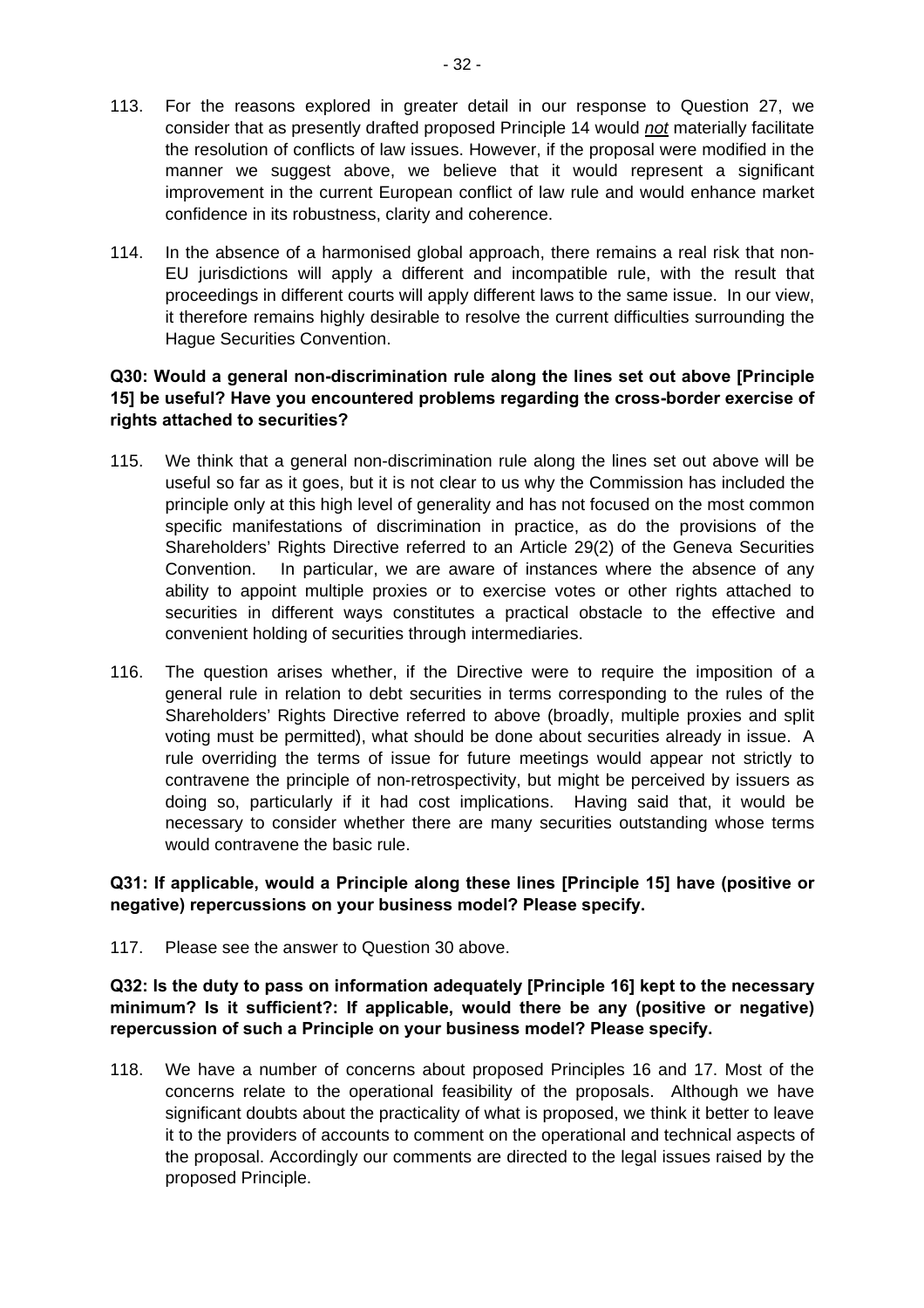113. For the reasons explored in greater detail in our response to Question 27, we consider that as presently drafted proposed Principle 14 would *not* materially facilitate the resolution of conflicts of law issues. However, if the proposal were modified in the manner we suggest above, we believe that it would represent a significant improvement in the current European conflict of law rule and would enhance market confidence in its robustness, clarity and coherence.

114. In the absence of a harmonised global approach, there remains a real risk that non-EU jurisdictions will apply a different and incompatible rule, with the result that proceedings in different courts will apply different laws to the same issue. In our view, it therefore remains highly desirable to resolve the current difficulties surrounding the Hague Securities Convention.

**Q30: Would a general non-discrimination rule along the lines set out above [Principle 15] be useful? Have you encountered problems regarding the cross-border exercise of rights attached to securities?**

115. We think that a general non-discrimination rule along the lines set out above will be useful so far as it goes, but it is not clear to us why the Commission has included the principle only at this high level of generality and has not focused on the most common specific manifestations of discrimination in practice, as do the provisions of the Shareholders' Rights Directive referred to an Article 29(2) of the Geneva Securities Convention. In particular, we are aware of instances where the absence of any ability to appoint multiple proxies or to exercise votes or other rights attached to securities in different ways constitutes a practical obstacle to the effective and convenient holding of securities through intermediaries.

116. The question arises whether, if the Directive were to require the imposition of a general rule in relation to debt securities in terms corresponding to the rules of the Shareholders' Rights Directive referred to above (broadly, multiple proxies and split voting must be permitted), what should be done about securities already in issue. A rule overriding the terms of issue for future meetings would appear not strictly to contravene the principle of non-retrospectivity, but might be perceived by issuers as doing so, particularly if it had cost implications. Having said that, it would be necessary to consider whether there are many securities outstanding whose terms would contravene the basic rule.

**Q31: If applicable, would a Principle along these lines [Principle 15] have (positive or negative) repercussions on your business model? Please specify.**

117. Please see the answer to Question 30 above.

**Q32: Is the duty to pass on information adequately [Principle 16] kept to the necessary minimum? Is it sufficient?: If applicable, would there be any (positive or negative) repercussion of such a Principle on your business model? Please specify.**

118. We have a number of concerns about proposed Principles 16 and 17. Most of the concerns relate to the operational feasibility of the proposals. Although we have significant doubts about the practicality of what is proposed, we think it better to leave it to the providers of accounts to comment on the operational and technical aspects of the proposal. Accordingly our comments are directed to the legal issues raised by the proposed Principle.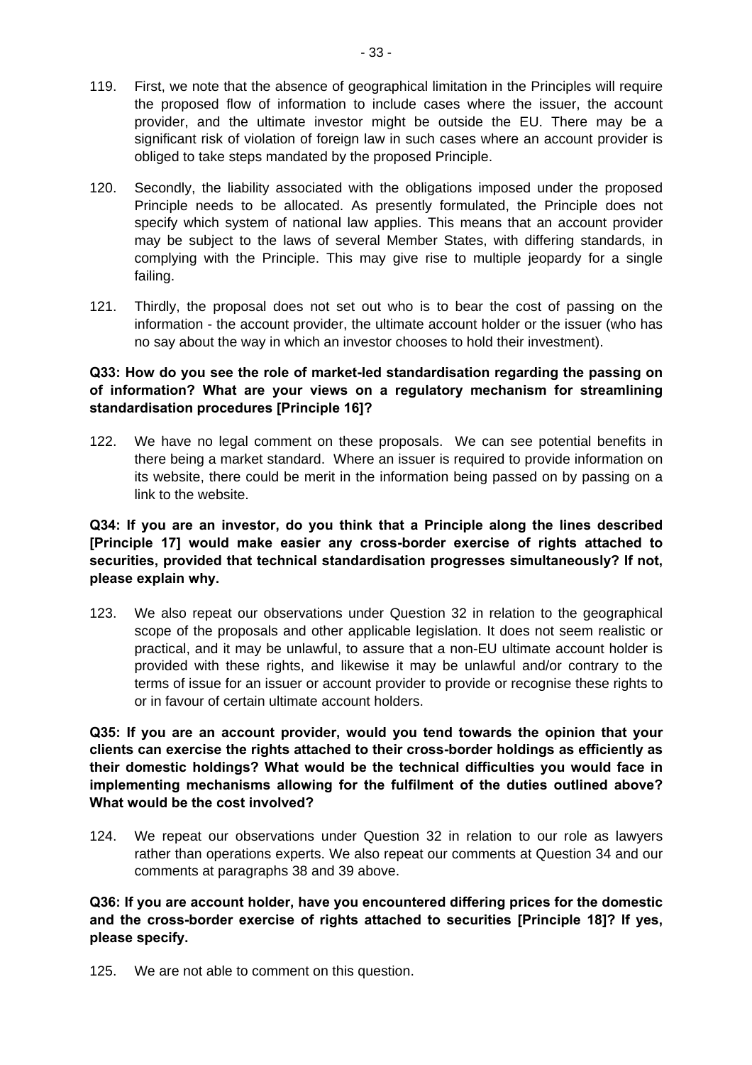119. First, we note that the absence of geographical limitation in the Principles will require the proposed flow of information to include cases where the issuer, the account provider, and the ultimate investor might be outside the EU. There may be a significant risk of violation of foreign law in such cases where an account provider is obliged to take steps mandated by the proposed Principle.

120. Secondly, the liability associated with the obligations imposed under the proposed Principle needs to be allocated. As presently formulated, the Principle does not specify which system of national law applies. This means that an account provider may be subject to the laws of several Member States, with differing standards, in complying with the Principle. This may give rise to multiple jeopardy for a single failing.

121. Thirdly, the proposal does not set out who is to bear the cost of passing on the information - the account provider, the ultimate account holder or the issuer (who has no say about the way in which an investor chooses to hold their investment).

**Q33: How do you see the role of market-led standardisation regarding the passing on of information? What are your views on a regulatory mechanism for streamlining standardisation procedures [Principle 16]?**

122. We have no legal comment on these proposals. We can see potential benefits in there being a market standard. Where an issuer is required to provide information on its website, there could be merit in the information being passed on by passing on a link to the website.

**Q34: If you are an investor, do you think that a Principle along the lines described [Principle 17] would make easier any cross-border exercise of rights attached to securities, provided that technical standardisation progresses simultaneously? If not, please explain why.**

123. We also repeat our observations under Question 32 in relation to the geographical scope of the proposals and other applicable legislation. It does not seem realistic or practical, and it may be unlawful, to assure that a non-EU ultimate account holder is provided with these rights, and likewise it may be unlawful and/or contrary to the terms of issue for an issuer or account provider to provide or recognise these rights to or in favour of certain ultimate account holders.

**Q35: If you are an account provider, would you tend towards the opinion that your clients can exercise the rights attached to their cross-border holdings as efficiently as their domestic holdings? What would be the technical difficulties you would face in implementing mechanisms allowing for the fulfilment of the duties outlined above? What would be the cost involved?**

124. We repeat our observations under Question 32 in relation to our role as lawyers rather than operations experts. We also repeat our comments at Question 34 and our comments at paragraphs 38 and 39 above.

**Q36: If you are account holder, have you encountered differing prices for the domestic and the cross-border exercise of rights attached to securities [Principle 18]? If yes, please specify.**

125. We are not able to comment on this question.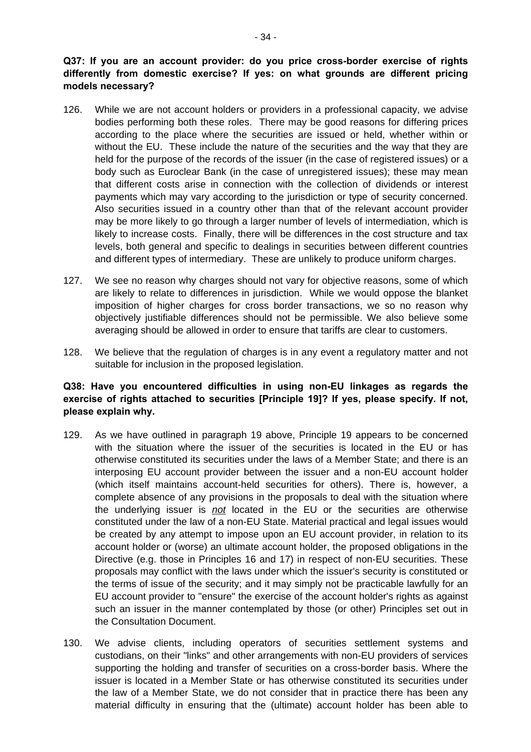**Q37: If you are an account provider: do you price cross-border exercise of rights differently from domestic exercise? If yes: on what grounds are different pricing models necessary?**

126. While we are not account holders or providers in a professional capacity, we advise bodies performing both these roles. There may be good reasons for differing prices according to the place where the securities are issued or held, whether within or without the EU. These include the nature of the securities and the way that they are held for the purpose of the records of the issuer (in the case of registered issues) or a body such as Euroclear Bank (in the case of unregistered issues); these may mean that different costs arise in connection with the collection of dividends or interest payments which may vary according to the jurisdiction or type of security concerned. Also securities issued in a country other than that of the relevant account provider may be more likely to go through a larger number of levels of intermediation, which is likely to increase costs. Finally, there will be differences in the cost structure and tax levels, both general and specific to dealings in securities between different countries and different types of intermediary. These are unlikely to produce uniform charges.

127. We see no reason why charges should not vary for objective reasons, some of which are likely to relate to differences in jurisdiction. While we would oppose the blanket imposition of higher charges for cross border transactions, we so no reason why objectively justifiable differences should not be permissible. We also believe some averaging should be allowed in order to ensure that tariffs are clear to customers.

128. We believe that the regulation of charges is in any event a regulatory matter and not suitable for inclusion in the proposed legislation.

**Q38: Have you encountered difficulties in using non-EU linkages as regards the exercise of rights attached to securities [Principle 19]? If yes, please specify. If not, please explain why.**

129. As we have outlined in paragraph 19 above, Principle 19 appears to be concerned with the situation where the issuer of the securities is located in the EU or has otherwise constituted its securities under the laws of a Member State; and there is an interposing EU account provider between the issuer and a non-EU account holder (which itself maintains account-held securities for others). There is, however, a complete absence of any provisions in the proposals to deal with the situation where the underlying issuer is ***not*** located in the EU or the securities are otherwise constituted under the law of a non-EU State. Material practical and legal issues would be created by any attempt to impose upon an EU account provider, in relation to its account holder or (worse) an ultimate account holder, the proposed obligations in the Directive (e.g. those in Principles 16 and 17) in respect of non-EU securities. These proposals may conflict with the laws under which the issuer's security is constituted or the terms of issue of the security; and it may simply not be practicable lawfully for an EU account provider to "ensure" the exercise of the account holder's rights as against such an issuer in the manner contemplated by those (or other) Principles set out in the Consultation Document.

130. We advise clients, including operators of securities settlement systems and custodians, on their "links" and other arrangements with non-EU providers of services supporting the holding and transfer of securities on a cross-border basis. Where the issuer is located in a Member State or has otherwise constituted its securities under the law of a Member State, we do not consider that in practice there has been any material difficulty in ensuring that the (ultimate) account holder has been able to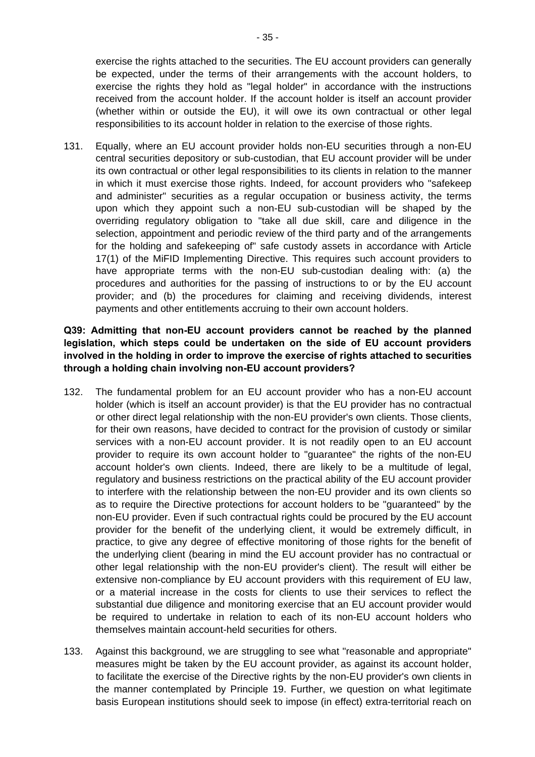exercise the rights attached to the securities. The EU account providers can generally be expected, under the terms of their arrangements with the account holders, to exercise the rights they hold as "legal holder" in accordance with the instructions received from the account holder. If the account holder is itself an account provider (whether within or outside the EU), it will owe its own contractual or other legal responsibilities to its account holder in relation to the exercise of those rights.

131. Equally, where an EU account provider holds non-EU securities through a non-EU central securities depository or sub-custodian, that EU account provider will be under its own contractual or other legal responsibilities to its clients in relation to the manner in which it must exercise those rights. Indeed, for account providers who "safekeep and administer" securities as a regular occupation or business activity, the terms upon which they appoint such a non-EU sub-custodian will be shaped by the overriding regulatory obligation to "take all due skill, care and diligence in the selection, appointment and periodic review of the third party and of the arrangements for the holding and safekeeping of" safe custody assets in accordance with Article 17(1) of the MiFID Implementing Directive. This requires such account providers to have appropriate terms with the non-EU sub-custodian dealing with: (a) the procedures and authorities for the passing of instructions to or by the EU account provider; and (b) the procedures for claiming and receiving dividends, interest payments and other entitlements accruing to their own account holders.

**Q39: Admitting that non-EU account providers cannot be reached by the planned legislation, which steps could be undertaken on the side of EU account providers involved in the holding in order to improve the exercise of rights attached to securities through a holding chain involving non-EU account providers?**

132. The fundamental problem for an EU account provider who has a non-EU account holder (which is itself an account provider) is that the EU provider has no contractual or other direct legal relationship with the non-EU provider's own clients. Those clients, for their own reasons, have decided to contract for the provision of custody or similar services with a non-EU account provider. It is not readily open to an EU account provider to require its own account holder to "guarantee" the rights of the non-EU account holder's own clients. Indeed, there are likely to be a multitude of legal, regulatory and business restrictions on the practical ability of the EU account provider to interfere with the relationship between the non-EU provider and its own clients so as to require the Directive protections for account holders to be "guaranteed" by the non-EU provider. Even if such contractual rights could be procured by the EU account provider for the benefit of the underlying client, it would be extremely difficult, in practice, to give any degree of effective monitoring of those rights for the benefit of the underlying client (bearing in mind the EU account provider has no contractual or other legal relationship with the non-EU provider's client). The result will either be extensive non-compliance by EU account providers with this requirement of EU law, or a material increase in the costs for clients to use their services to reflect the substantial due diligence and monitoring exercise that an EU account provider would be required to undertake in relation to each of its non-EU account holders who themselves maintain account-held securities for others.

133. Against this background, we are struggling to see what "reasonable and appropriate" measures might be taken by the EU account provider, as against its account holder, to facilitate the exercise of the Directive rights by the non-EU provider's own clients in the manner contemplated by Principle 19. Further, we question on what legitimate basis European institutions should seek to impose (in effect) extra-territorial reach on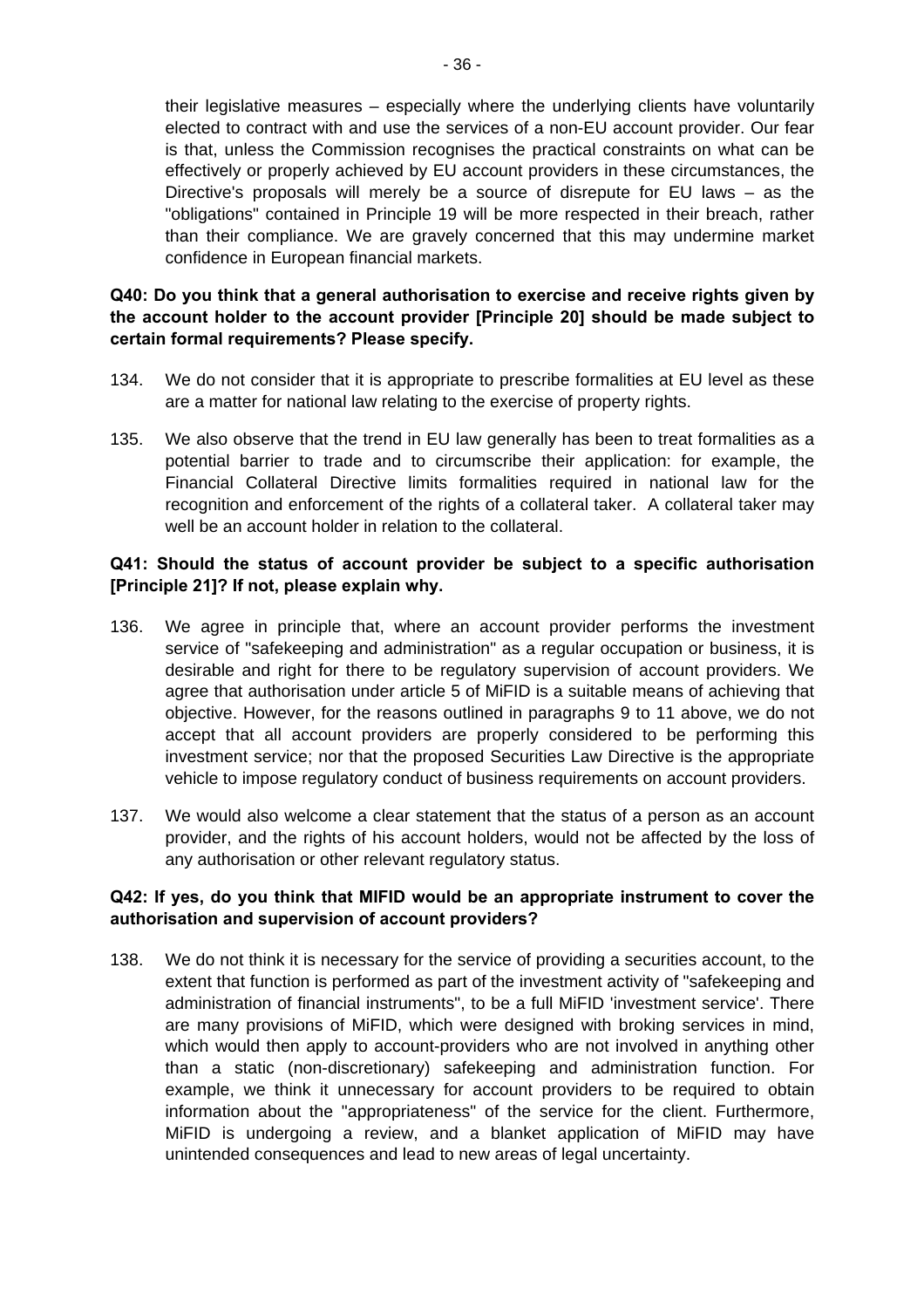their legislative measures – especially where the underlying clients have voluntarily elected to contract with and use the services of a non-EU account provider. Our fear is that, unless the Commission recognises the practical constraints on what can be effectively or properly achieved by EU account providers in these circumstances, the Directive's proposals will merely be a source of disrepute for EU laws – as the "obligations" contained in Principle 19 will be more respected in their breach, rather than their compliance. We are gravely concerned that this may undermine market confidence in European financial markets.

**Q40: Do you think that a general authorisation to exercise and receive rights given by the account holder to the account provider [Principle 20] should be made subject to certain formal requirements? Please specify.**

134. We do not consider that it is appropriate to prescribe formalities at EU level as these are a matter for national law relating to the exercise of property rights.

135. We also observe that the trend in EU law generally has been to treat formalities as a potential barrier to trade and to circumscribe their application: for example, the Financial Collateral Directive limits formalities required in national law for the recognition and enforcement of the rights of a collateral taker. A collateral taker may well be an account holder in relation to the collateral.

**Q41: Should the status of account provider be subject to a specific authorisation [Principle 21]? If not, please explain why.**

136. We agree in principle that, where an account provider performs the investment service of "safekeeping and administration" as a regular occupation or business, it is desirable and right for there to be regulatory supervision of account providers. We agree that authorisation under article 5 of MiFID is a suitable means of achieving that objective. However, for the reasons outlined in paragraphs 9 to 11 above, we do not accept that all account providers are properly considered to be performing this investment service; nor that the proposed Securities Law Directive is the appropriate vehicle to impose regulatory conduct of business requirements on account providers.

137. We would also welcome a clear statement that the status of a person as an account provider, and the rights of his account holders, would not be affected by the loss of any authorisation or other relevant regulatory status.

**Q42: If yes, do you think that MIFID would be an appropriate instrument to cover the authorisation and supervision of account providers?**

138. We do not think it is necessary for the service of providing a securities account, to the extent that function is performed as part of the investment activity of "safekeeping and administration of financial instruments", to be a full MiFID 'investment service'. There are many provisions of MiFID, which were designed with broking services in mind, which would then apply to account-providers who are not involved in anything other than a static (non-discretionary) safekeeping and administration function. For example, we think it unnecessary for account providers to be required to obtain information about the "appropriateness" of the service for the client. Furthermore, MiFID is undergoing a review, and a blanket application of MiFID may have unintended consequences and lead to new areas of legal uncertainty.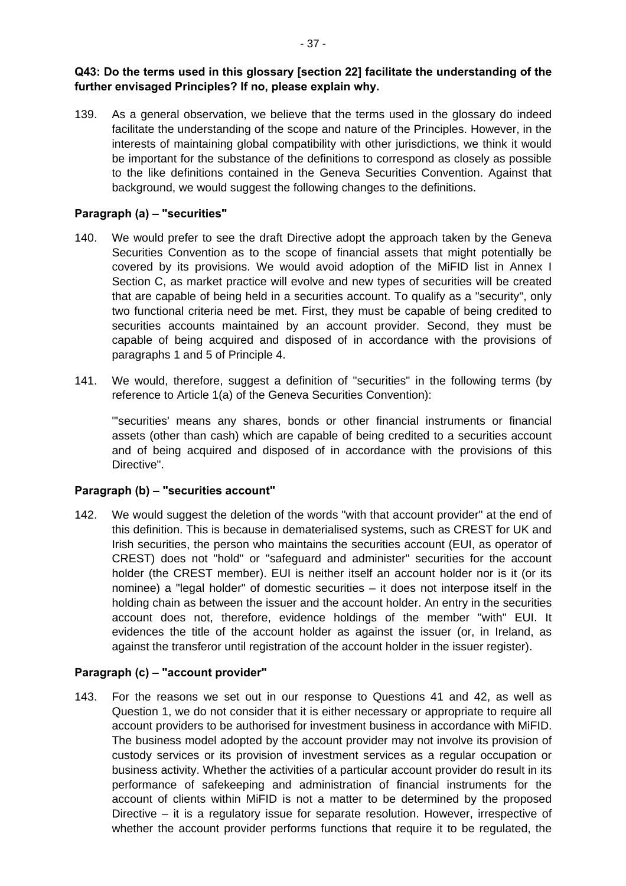**Q43: Do the terms used in this glossary [section 22] facilitate the understanding of the further envisaged Principles? If no, please explain why.**

139. As a general observation, we believe that the terms used in the glossary do indeed facilitate the understanding of the scope and nature of the Principles. However, in the interests of maintaining global compatibility with other jurisdictions, we think it would be important for the substance of the definitions to correspond as closely as possible to the like definitions contained in the Geneva Securities Convention. Against that background, we would suggest the following changes to the definitions.

**Paragraph (a) – "securities"**

140. We would prefer to see the draft Directive adopt the approach taken by the Geneva Securities Convention as to the scope of financial assets that might potentially be covered by its provisions. We would avoid adoption of the MiFID list in Annex I Section C, as market practice will evolve and new types of securities will be created that are capable of being held in a securities account. To qualify as a "security", only two functional criteria need be met. First, they must be capable of being credited to securities accounts maintained by an account provider. Second, they must be capable of being acquired and disposed of in accordance with the provisions of paragraphs 1 and 5 of Principle 4.

141. We would, therefore, suggest a definition of "securities" in the following terms (by reference to Article 1(a) of the Geneva Securities Convention):

"'securities' means any shares, bonds or other financial instruments or financial assets (other than cash) which are capable of being credited to a securities account and of being acquired and disposed of in accordance with the provisions of this Directive".

**Paragraph (b) – "securities account"**

142. We would suggest the deletion of the words "with that account provider" at the end of this definition. This is because in dematerialised systems, such as CREST for UK and Irish securities, the person who maintains the securities account (EUI, as operator of CREST) does not "hold" or "safeguard and administer" securities for the account holder (the CREST member). EUI is neither itself an account holder nor is it (or its nominee) a "legal holder" of domestic securities – it does not interpose itself in the holding chain as between the issuer and the account holder. An entry in the securities account does not, therefore, evidence holdings of the member "with" EUI. It evidences the title of the account holder as against the issuer (or, in Ireland, as against the transferor until registration of the account holder in the issuer register).

**Paragraph (c) – "account provider"**

143. For the reasons we set out in our response to Questions 41 and 42, as well as Question 1, we do not consider that it is either necessary or appropriate to require all account providers to be authorised for investment business in accordance with MiFID. The business model adopted by the account provider may not involve its provision of custody services or its provision of investment services as a regular occupation or business activity. Whether the activities of a particular account provider do result in its performance of safekeeping and administration of financial instruments for the account of clients within MiFID is not a matter to be determined by the proposed Directive – it is a regulatory issue for separate resolution. However, irrespective of whether the account provider performs functions that require it to be regulated, the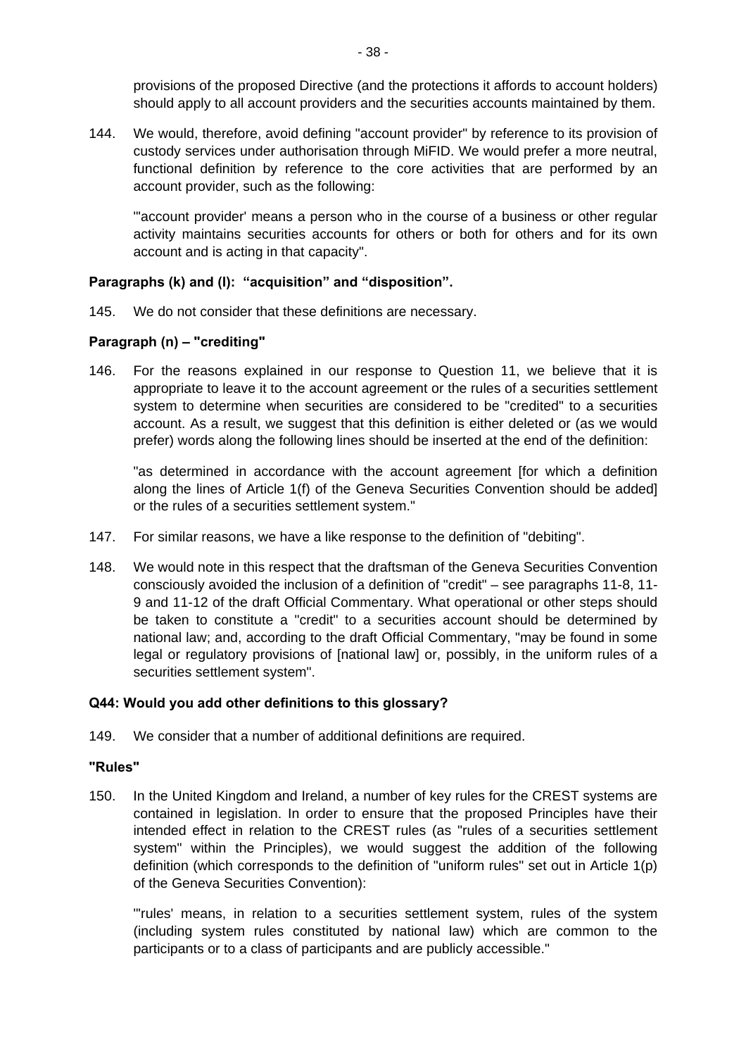provisions of the proposed Directive (and the protections it affords to account holders) should apply to all account providers and the securities accounts maintained by them.

144. We would, therefore, avoid defining "account provider" by reference to its provision of custody services under authorisation through MiFID. We would prefer a more neutral, functional definition by reference to the core activities that are performed by an account provider, such as the following:

> "'account provider' means a person who in the course of a business or other regular activity maintains securities accounts for others or both for others and for its own account and is acting in that capacity".

**Paragraphs (k) and (l): "acquisition" and "disposition".**

145. We do not consider that these definitions are necessary.

**Paragraph (n) – "crediting"**

146. For the reasons explained in our response to Question 11, we believe that it is appropriate to leave it to the account agreement or the rules of a securities settlement system to determine when securities are considered to be "credited" to a securities account. As a result, we suggest that this definition is either deleted or (as we would prefer) words along the following lines should be inserted at the end of the definition:

> "as determined in accordance with the account agreement [for which a definition along the lines of Article 1(f) of the Geneva Securities Convention should be added] or the rules of a securities settlement system."

147. For similar reasons, we have a like response to the definition of "debiting".

148. We would note in this respect that the draftsman of the Geneva Securities Convention consciously avoided the inclusion of a definition of "credit" – see paragraphs 11-8, 11-9 and 11-12 of the draft Official Commentary. What operational or other steps should be taken to constitute a "credit" to a securities account should be determined by national law; and, according to the draft Official Commentary, "may be found in some legal or regulatory provisions of [national law] or, possibly, in the uniform rules of a securities settlement system".

**Q44: Would you add other definitions to this glossary?**

149. We consider that a number of additional definitions are required.

**"Rules"**

150. In the United Kingdom and Ireland, a number of key rules for the CREST systems are contained in legislation. In order to ensure that the proposed Principles have their intended effect in relation to the CREST rules (as "rules of a securities settlement system" within the Principles), we would suggest the addition of the following definition (which corresponds to the definition of "uniform rules" set out in Article 1(p) of the Geneva Securities Convention):

> "'rules' means, in relation to a securities settlement system, rules of the system (including system rules constituted by national law) which are common to the participants or to a class of participants and are publicly accessible."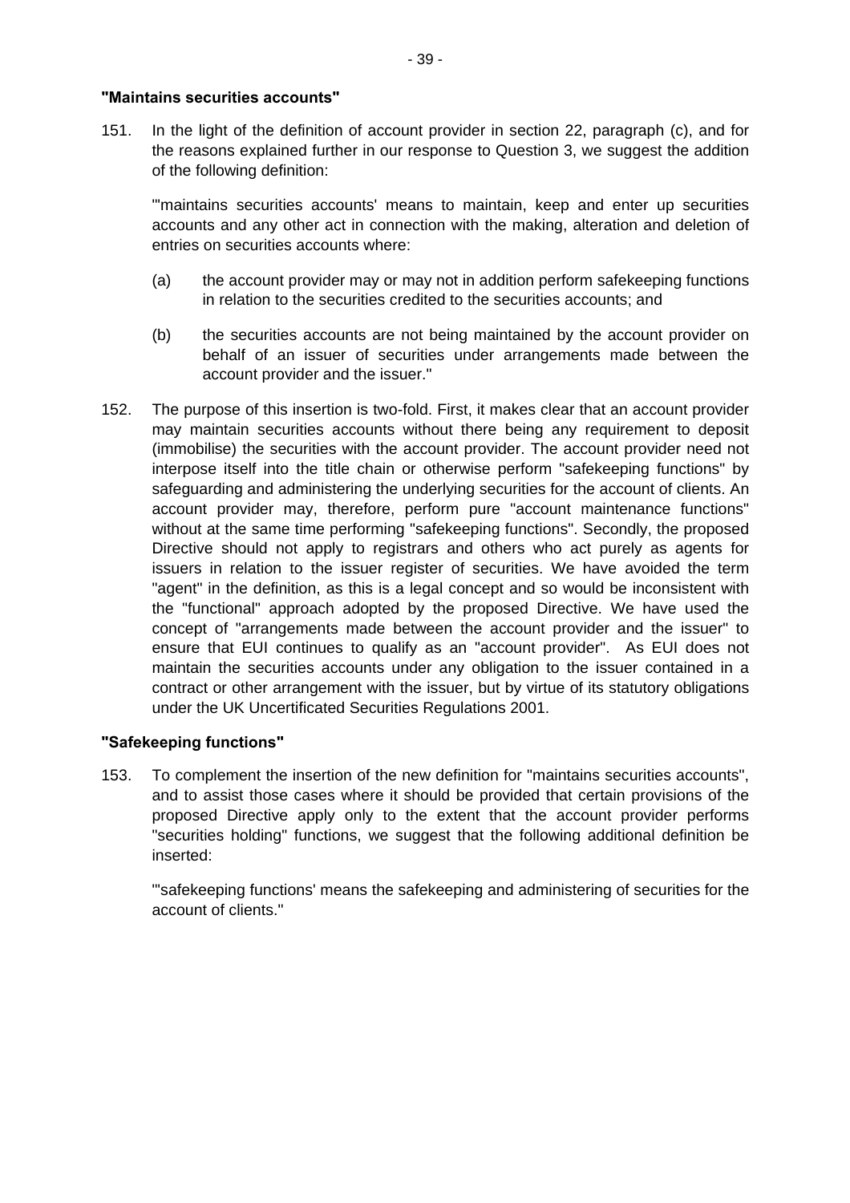**"Maintains securities accounts"**

151. In the light of the definition of account provider in section 22, paragraph (c), and for the reasons explained further in our response to Question 3, we suggest the addition of the following definition:

 "'maintains securities accounts' means to maintain, keep and enter up securities accounts and any other act in connection with the making, alteration and deletion of entries on securities accounts where:

 (a) the account provider may or may not in addition perform safekeeping functions in relation to the securities credited to the securities accounts; and

 (b) the securities accounts are not being maintained by the account provider on behalf of an issuer of securities under arrangements made between the account provider and the issuer."

152. The purpose of this insertion is two-fold. First, it makes clear that an account provider may maintain securities accounts without there being any requirement to deposit (immobilise) the securities with the account provider. The account provider need not interpose itself into the title chain or otherwise perform "safekeeping functions" by safeguarding and administering the underlying securities for the account of clients. An account provider may, therefore, perform pure "account maintenance functions" without at the same time performing "safekeeping functions". Secondly, the proposed Directive should not apply to registrars and others who act purely as agents for issuers in relation to the issuer register of securities. We have avoided the term "agent" in the definition, as this is a legal concept and so would be inconsistent with the "functional" approach adopted by the proposed Directive. We have used the concept of "arrangements made between the account provider and the issuer" to ensure that EUI continues to qualify as an "account provider". As EUI does not maintain the securities accounts under any obligation to the issuer contained in a contract or other arrangement with the issuer, but by virtue of its statutory obligations under the UK Uncertificated Securities Regulations 2001.

**"Safekeeping functions"**

153. To complement the insertion of the new definition for "maintains securities accounts", and to assist those cases where it should be provided that certain provisions of the proposed Directive apply only to the extent that the account provider performs "securities holding" functions, we suggest that the following additional definition be inserted:

 "'safekeeping functions' means the safekeeping and administering of securities for the account of clients."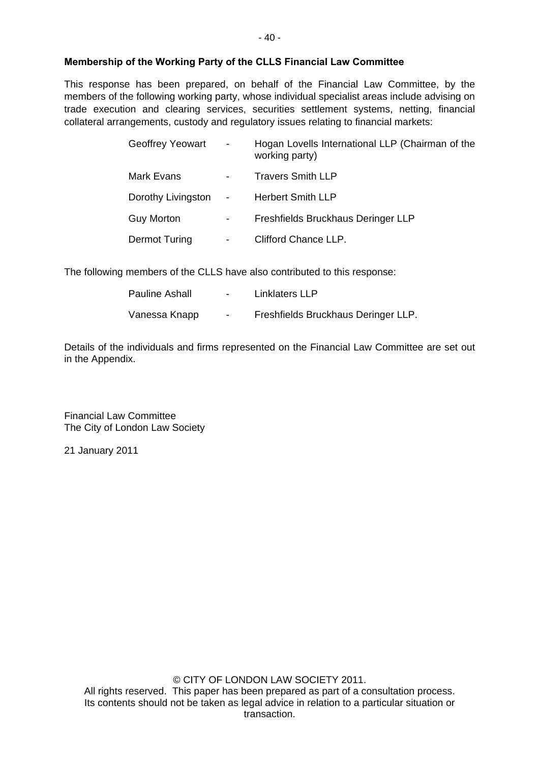**Membership of the Working Party of the CLLS Financial Law Committee**

This response has been prepared, on behalf of the Financial Law Committee, by the members of the following working party, whose individual specialist areas include advising on trade execution and clearing services, securities settlement systems, netting, financial collateral arrangements, custody and regulatory issues relating to financial markets:

| | | |
|---|---|---|
| Geoffrey Yeowart | - | Hogan Lovells International LLP (Chairman of the working party) |
| Mark Evans | - | Travers Smith LLP |
| Dorothy Livingston | - | Herbert Smith LLP |
| Guy Morton | - | Freshfields Bruckhaus Deringer LLP |
| Dermot Turing | - | Clifford Chance LLP. |

The following members of the CLLS have also contributed to this response:

| | | |
|---|---|---|
| Pauline Ashall | - | Linklaters LLP |
| Vanessa Knapp | - | Freshfields Bruckhaus Deringer LLP. |

Details of the individuals and firms represented on the Financial Law Committee are set out in the Appendix.

Financial Law Committee
The City of London Law Society

21 January 2011

© CITY OF LONDON LAW SOCIETY 2011.
All rights reserved. This paper has been prepared as part of a consultation process. Its contents should not be taken as legal advice in relation to a particular situation or transaction.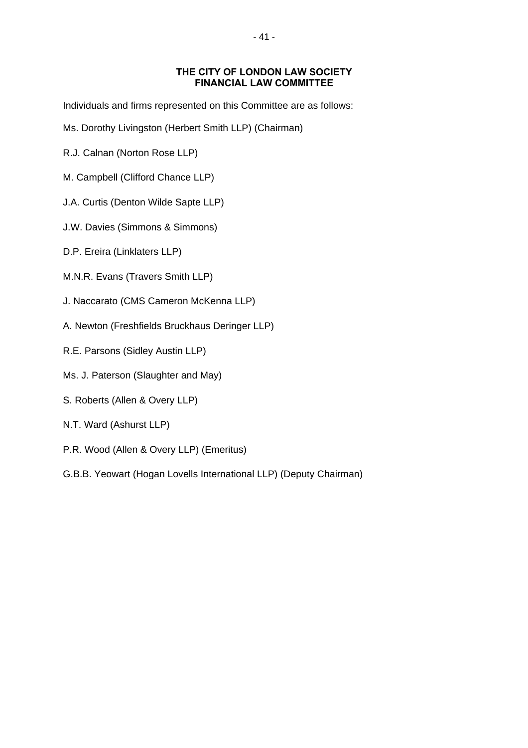**THE CITY OF LONDON LAW SOCIETY**
**FINANCIAL LAW COMMITTEE**

Individuals and firms represented on this Committee are as follows:

Ms. Dorothy Livingston (Herbert Smith LLP) (Chairman)

R.J. Calnan (Norton Rose LLP)

M. Campbell (Clifford Chance LLP)

J.A. Curtis (Denton Wilde Sapte LLP)

J.W. Davies (Simmons & Simmons)

D.P. Ereira (Linklaters LLP)

M.N.R. Evans (Travers Smith LLP)

J. Naccarato (CMS Cameron McKenna LLP)

A. Newton (Freshfields Bruckhaus Deringer LLP)

R.E. Parsons (Sidley Austin LLP)

Ms. J. Paterson (Slaughter and May)

S. Roberts (Allen & Overy LLP)

N.T. Ward (Ashurst LLP)

P.R. Wood (Allen & Overy LLP) (Emeritus)

G.B.B. Yeowart (Hogan Lovells International LLP) (Deputy Chairman)